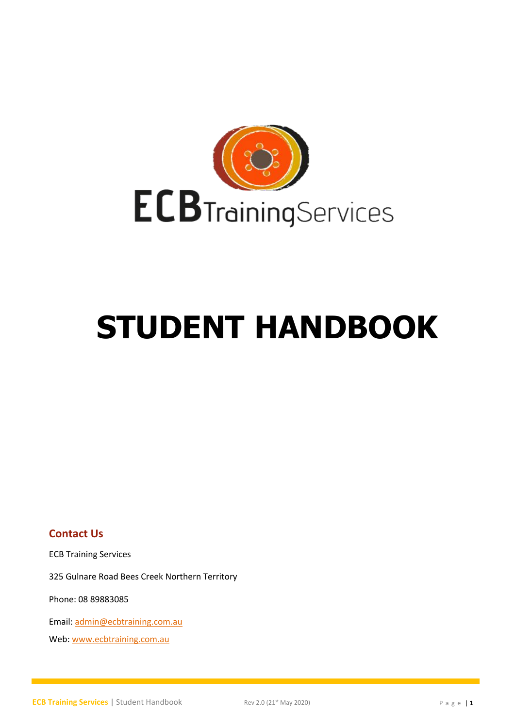ECB Training Services

# STUDENT HANDBOOK

## Contact Us

ECB Training Services

325 Gulnare Road Bees Creek Northern Territory

Phone: 08 89883085

Email: admin@ecbtraining.com.au

Web: www.ecbtraining.com.au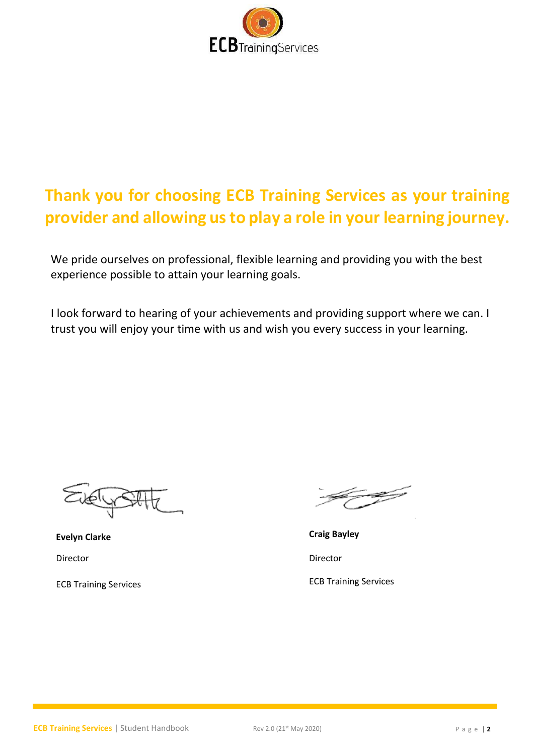## Thank you for choosing ECB Training Services as your training provider and allowing us to play a role in your learning journey.

We pride ourselves on professional, flexible learning and providing you with the best experience possible to attain your learning goals.

I look forward to hearing of your achievements and providing support where we can. I trust you will enjoy your time with us and wish you every success in your learning.

**Evelyn Clarke**

Director

ECB Training Services

**Craig Bayley**

Director

ECB Training Services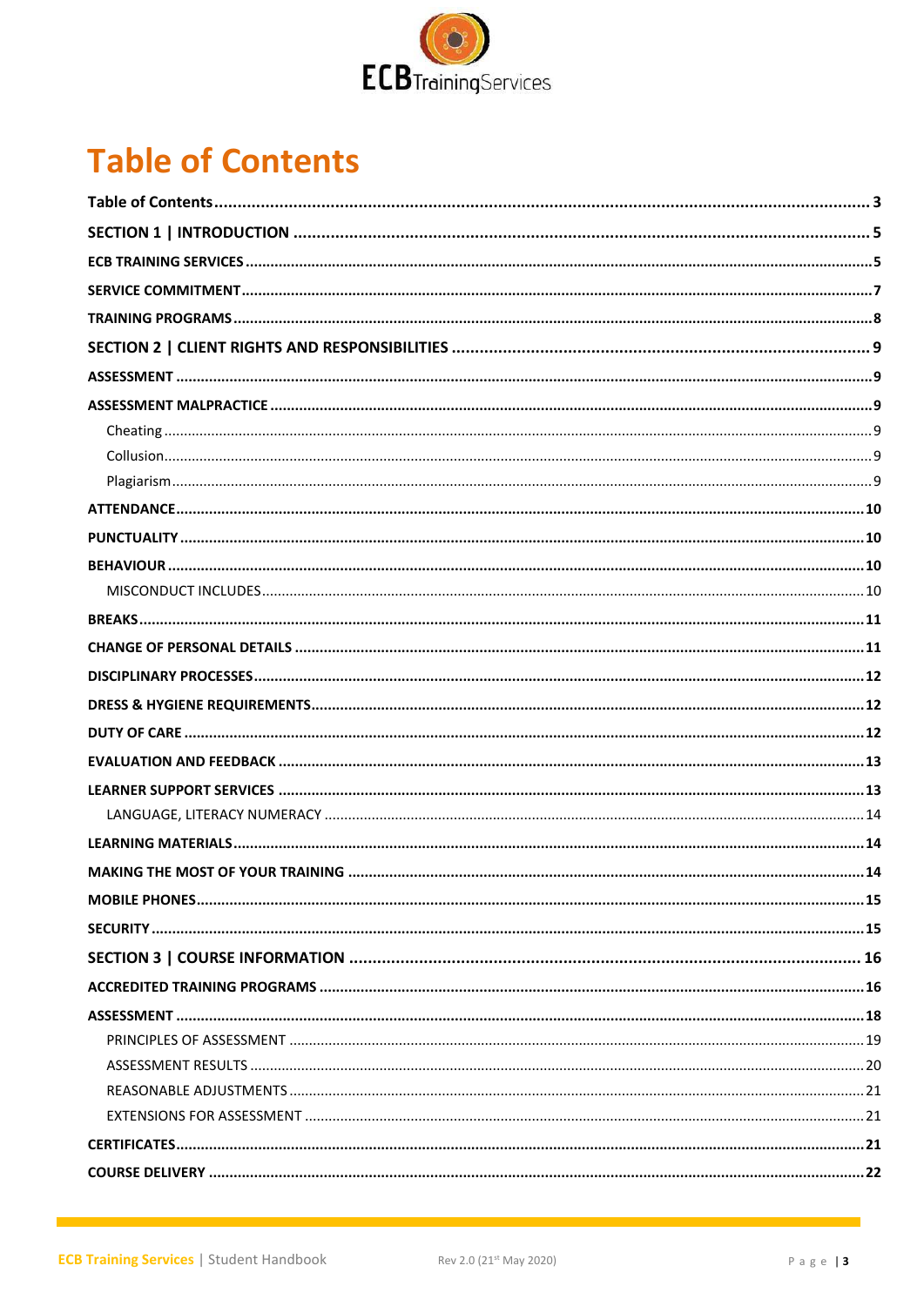# Table of Contents

| | |
|---|---|
| **Table of Contents** | **3** |
| **SECTION 1 \| INTRODUCTION** | **5** |
| **ECB TRAINING SERVICES** | **5** |
| **SERVICE COMMITMENT** | **7** |
| **TRAINING PROGRAMS** | **8** |
| **SECTION 2 \| CLIENT RIGHTS AND RESPONSIBILITIES** | **9** |
| **ASSESSMENT** | **9** |
| **ASSESSMENT MALPRACTICE** | **9** |
| Cheating | 9 |
| Collusion | 9 |
| Plagiarism | 9 |
| **ATTENDANCE** | **10** |
| **PUNCTUALITY** | **10** |
| **BEHAVIOUR** | **10** |
| MISCONDUCT INCLUDES | 10 |
| **BREAKS** | **11** |
| **CHANGE OF PERSONAL DETAILS** | **11** |
| **DISCIPLINARY PROCESSES** | **12** |
| **DRESS & HYGIENE REQUIREMENTS** | **12** |
| **DUTY OF CARE** | **12** |
| **EVALUATION AND FEEDBACK** | **13** |
| **LEARNER SUPPORT SERVICES** | **13** |
| LANGUAGE, LITERACY NUMERACY | 14 |
| **LEARNING MATERIALS** | **14** |
| **MAKING THE MOST OF YOUR TRAINING** | **14** |
| **MOBILE PHONES** | **15** |
| **SECURITY** | **15** |
| **SECTION 3 \| COURSE INFORMATION** | **16** |
| **ACCREDITED TRAINING PROGRAMS** | **16** |
| **ASSESSMENT** | **18** |
| PRINCIPLES OF ASSESSMENT | 19 |
| ASSESSMENT RESULTS | 20 |
| REASONABLE ADJUSTMENTS | 21 |
| EXTENSIONS FOR ASSESSMENT | 21 |
| **CERTIFICATES** | **21** |
| **COURSE DELIVERY** | **22** |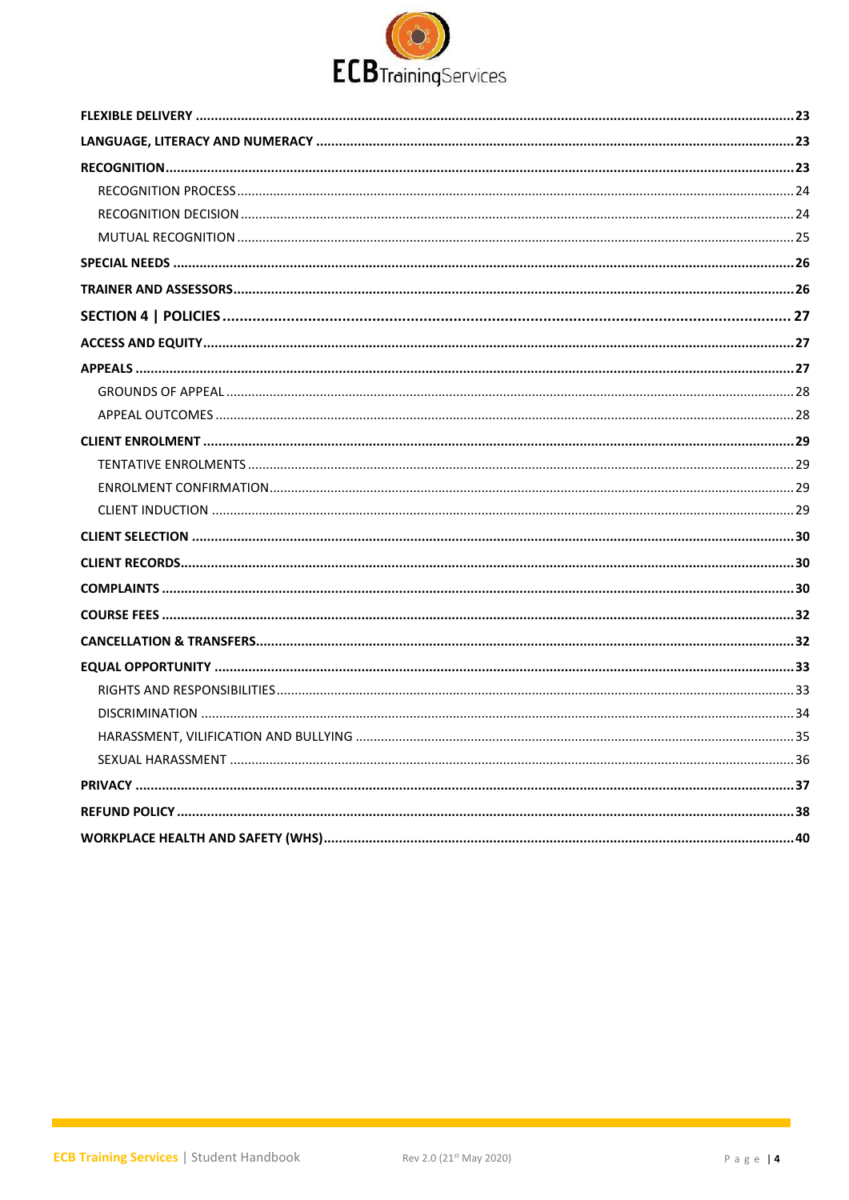**FLEXIBLE DELIVERY** .......... 23

**LANGUAGE, LITERACY AND NUMERACY** .......... 23

**RECOGNITION** .......... 23

- RECOGNITION PROCESS .......... 24
- RECOGNITION DECISION .......... 24
- MUTUAL RECOGNITION .......... 25

**SPECIAL NEEDS** .......... 26

**TRAINER AND ASSESSORS** .......... 26

**SECTION 4 | POLICIES** .......... 27

**ACCESS AND EQUITY** .......... 27

**APPEALS** .......... 27

- GROUNDS OF APPEAL .......... 28
- APPEAL OUTCOMES .......... 28

**CLIENT ENROLMENT** .......... 29

- TENTATIVE ENROLMENTS .......... 29
- ENROLMENT CONFIRMATION .......... 29
- CLIENT INDUCTION .......... 29

**CLIENT SELECTION** .......... 30

**CLIENT RECORDS** .......... 30

**COMPLAINTS** .......... 30

**COURSE FEES** .......... 32

**CANCELLATION & TRANSFERS** .......... 32

**EQUAL OPPORTUNITY** .......... 33

- RIGHTS AND RESPONSIBILITIES .......... 33
- DISCRIMINATION .......... 34
- HARASSMENT, VILIFICATION AND BULLYING .......... 35
- SEXUAL HARASSMENT .......... 36

**PRIVACY** .......... 37

**REFUND POLICY** .......... 38

**WORKPLACE HEALTH AND SAFETY (WHS)** .......... 40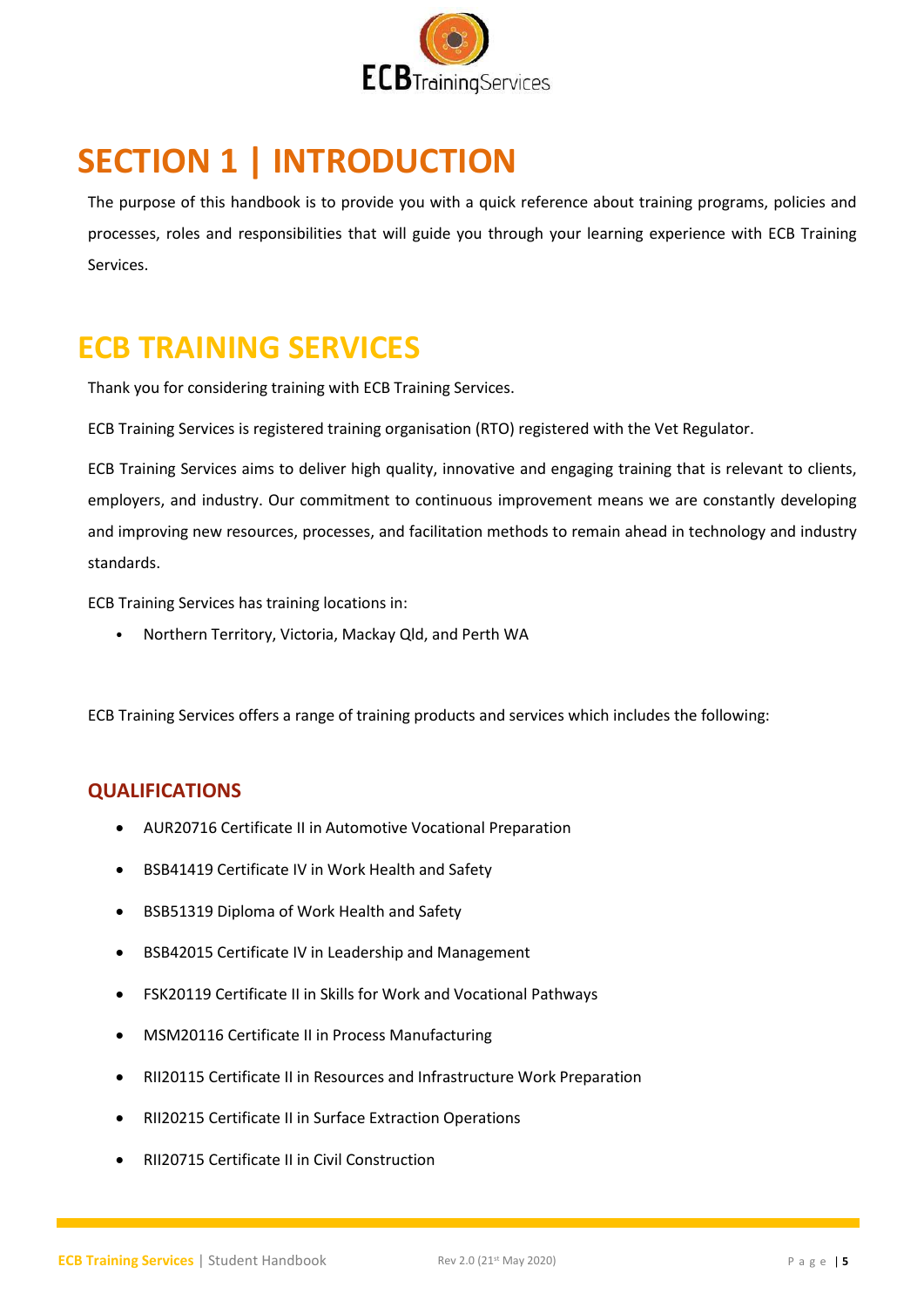# SECTION 1 | INTRODUCTION

The purpose of this handbook is to provide you with a quick reference about training programs, policies and processes, roles and responsibilities that will guide you through your learning experience with ECB Training Services.

# ECB TRAINING SERVICES

Thank you for considering training with ECB Training Services.

ECB Training Services is registered training organisation (RTO) registered with the Vet Regulator.

ECB Training Services aims to deliver high quality, innovative and engaging training that is relevant to clients, employers, and industry. Our commitment to continuous improvement means we are constantly developing and improving new resources, processes, and facilitation methods to remain ahead in technology and industry standards.

ECB Training Services has training locations in:

- Northern Territory, Victoria, Mackay Qld, and Perth WA

ECB Training Services offers a range of training products and services which includes the following:

### QUALIFICATIONS

- AUR20716 Certificate II in Automotive Vocational Preparation
- BSB41419 Certificate IV in Work Health and Safety
- BSB51319 Diploma of Work Health and Safety
- BSB42015 Certificate IV in Leadership and Management
- FSK20119 Certificate II in Skills for Work and Vocational Pathways
- MSM20116 Certificate II in Process Manufacturing
- RII20115 Certificate II in Resources and Infrastructure Work Preparation
- RII20215 Certificate II in Surface Extraction Operations
- RII20715 Certificate II in Civil Construction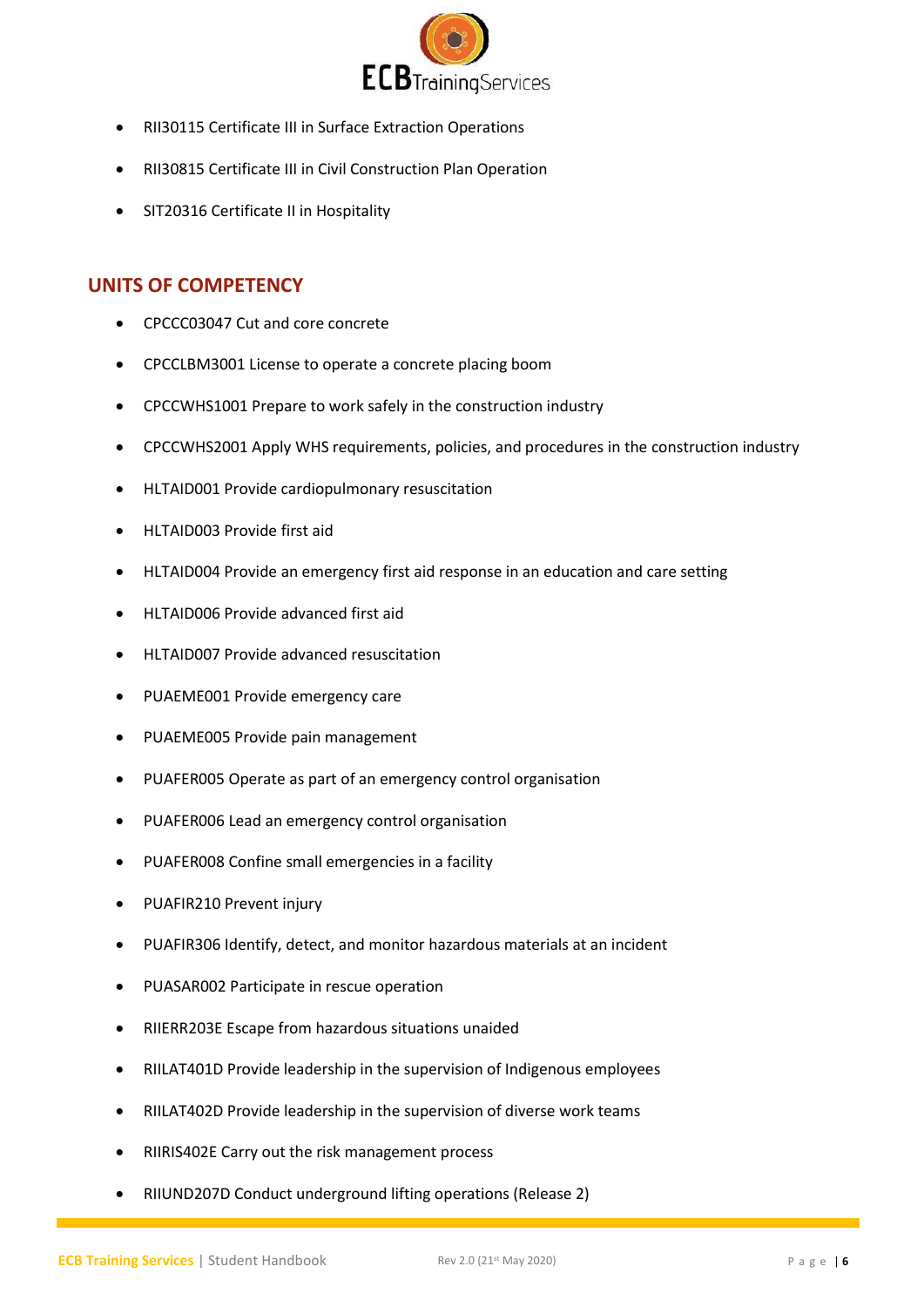- RII30115 Certificate III in Surface Extraction Operations
- RII30815 Certificate III in Civil Construction Plan Operation
- SIT20316 Certificate II in Hospitality

## UNITS OF COMPETENCY

- CPCCC03047 Cut and core concrete
- CPCCLBM3001 License to operate a concrete placing boom
- CPCCWHS1001 Prepare to work safely in the construction industry
- CPCCWHS2001 Apply WHS requirements, policies, and procedures in the construction industry
- HLTAID001 Provide cardiopulmonary resuscitation
- HLTAID003 Provide first aid
- HLTAID004 Provide an emergency first aid response in an education and care setting
- HLTAID006 Provide advanced first aid
- HLTAID007 Provide advanced resuscitation
- PUAEME001 Provide emergency care
- PUAEME005 Provide pain management
- PUAFER005 Operate as part of an emergency control organisation
- PUAFER006 Lead an emergency control organisation
- PUAFER008 Confine small emergencies in a facility
- PUAFIR210 Prevent injury
- PUAFIR306 Identify, detect, and monitor hazardous materials at an incident
- PUASAR002 Participate in rescue operation
- RIIERR203E Escape from hazardous situations unaided
- RIILAT401D Provide leadership in the supervision of Indigenous employees
- RIILAT402D Provide leadership in the supervision of diverse work teams
- RIIRIS402E Carry out the risk management process
- RIIUND207D Conduct underground lifting operations (Release 2)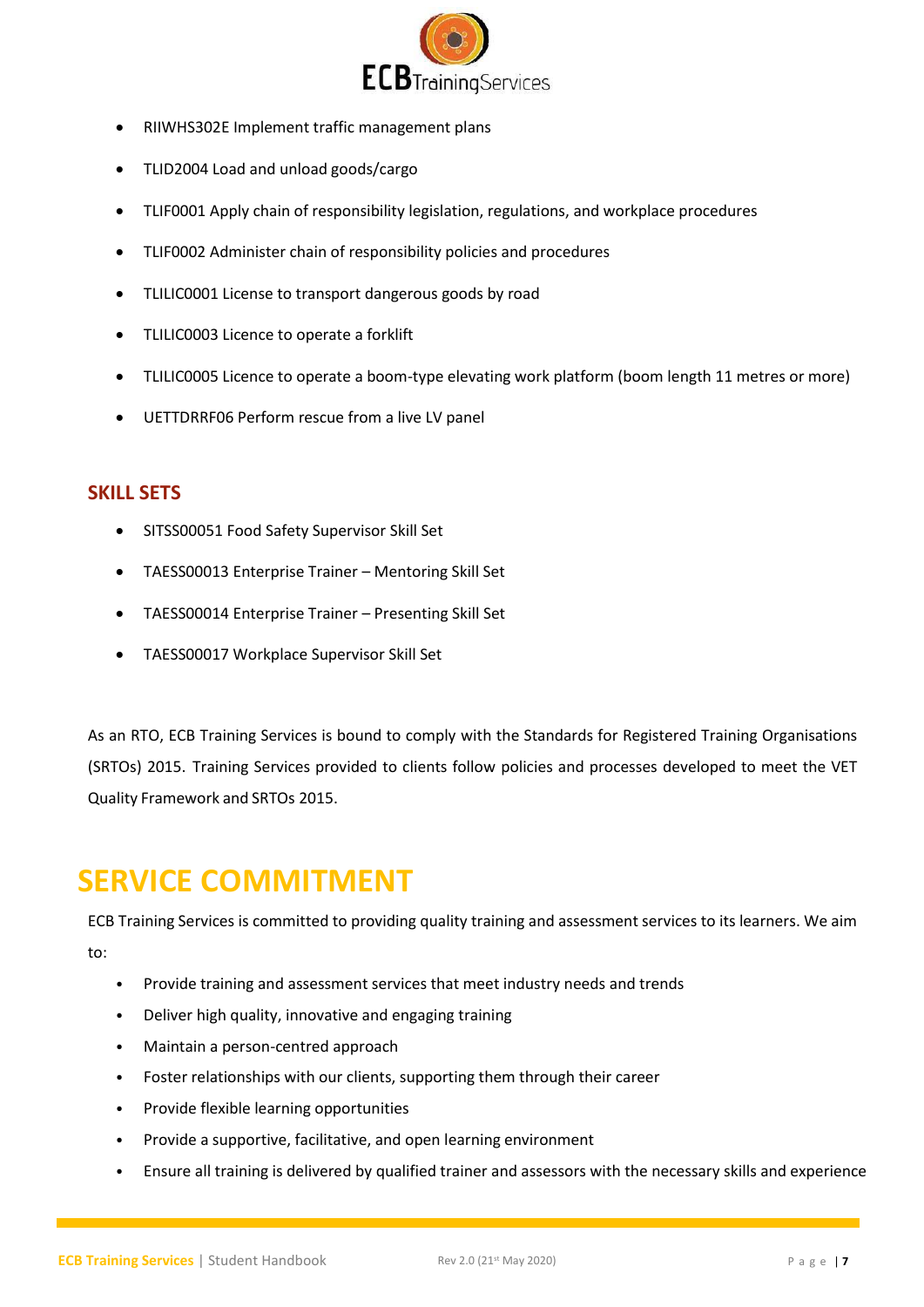- RIIWHS302E Implement traffic management plans
- TLID2004 Load and unload goods/cargo
- TLIF0001 Apply chain of responsibility legislation, regulations, and workplace procedures
- TLIF0002 Administer chain of responsibility policies and procedures
- TLILIC0001 License to transport dangerous goods by road
- TLILIC0003 Licence to operate a forklift
- TLILIC0005 Licence to operate a boom-type elevating work platform (boom length 11 metres or more)
- UETTDRRF06 Perform rescue from a live LV panel

### SKILL SETS

- SITSS00051 Food Safety Supervisor Skill Set
- TAESS00013 Enterprise Trainer – Mentoring Skill Set
- TAESS00014 Enterprise Trainer – Presenting Skill Set
- TAESS00017 Workplace Supervisor Skill Set

As an RTO, ECB Training Services is bound to comply with the Standards for Registered Training Organisations (SRTOs) 2015. Training Services provided to clients follow policies and processes developed to meet the VET Quality Framework and SRTOs 2015.

## SERVICE COMMITMENT

ECB Training Services is committed to providing quality training and assessment services to its learners. We aim to:

- Provide training and assessment services that meet industry needs and trends
- Deliver high quality, innovative and engaging training
- Maintain a person-centred approach
- Foster relationships with our clients, supporting them through their career
- Provide flexible learning opportunities
- Provide a supportive, facilitative, and open learning environment
- Ensure all training is delivered by qualified trainer and assessors with the necessary skills and experience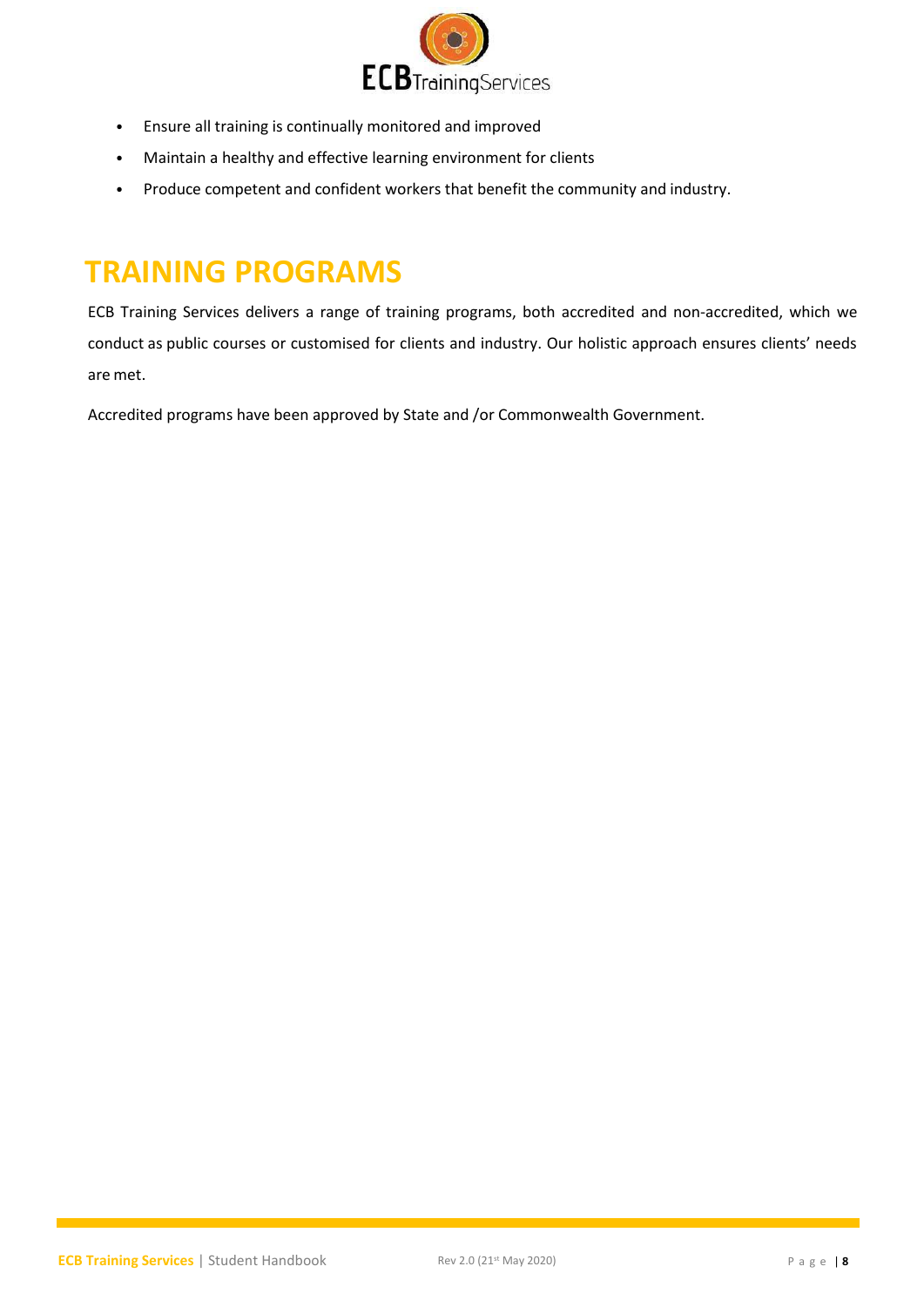- Ensure all training is continually monitored and improved
- Maintain a healthy and effective learning environment for clients
- Produce competent and confident workers that benefit the community and industry.

# TRAINING PROGRAMS

ECB Training Services delivers a range of training programs, both accredited and non-accredited, which we conduct as public courses or customised for clients and industry. Our holistic approach ensures clients' needs are met.

Accredited programs have been approved by State and /or Commonwealth Government.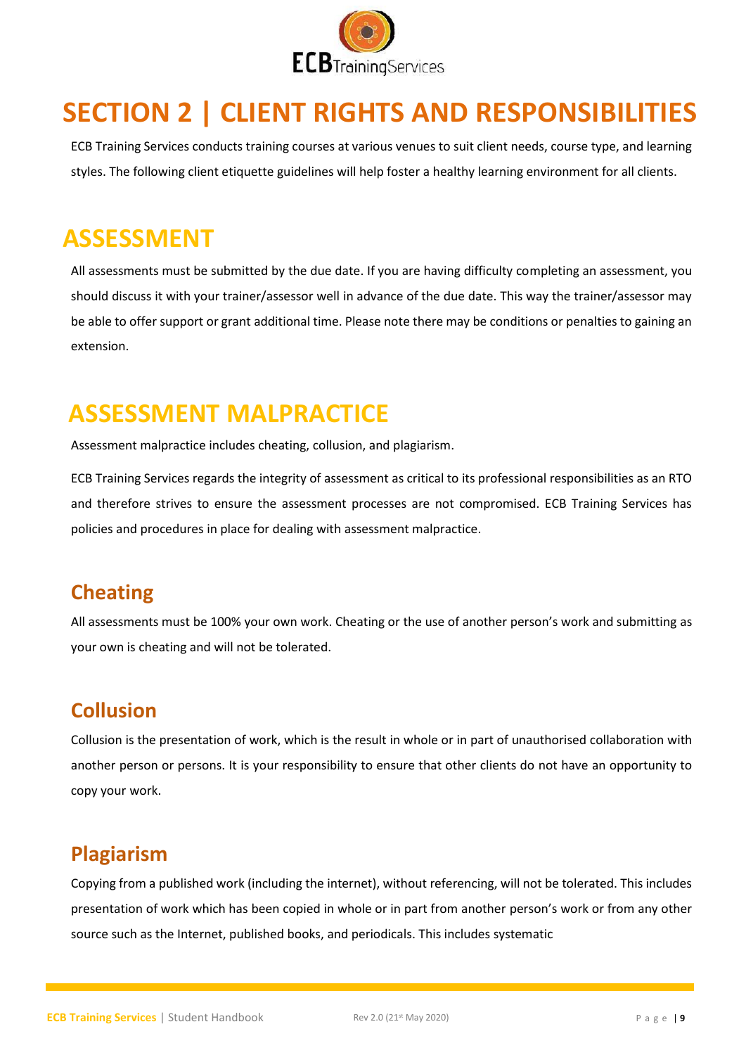# SECTION 2 | CLIENT RIGHTS AND RESPONSIBILITIES

ECB Training Services conducts training courses at various venues to suit client needs, course type, and learning styles. The following client etiquette guidelines will help foster a healthy learning environment for all clients.

## ASSESSMENT

All assessments must be submitted by the due date. If you are having difficulty completing an assessment, you should discuss it with your trainer/assessor well in advance of the due date. This way the trainer/assessor may be able to offer support or grant additional time. Please note there may be conditions or penalties to gaining an extension.

## ASSESSMENT MALPRACTICE

Assessment malpractice includes cheating, collusion, and plagiarism.

ECB Training Services regards the integrity of assessment as critical to its professional responsibilities as an RTO and therefore strives to ensure the assessment processes are not compromised. ECB Training Services has policies and procedures in place for dealing with assessment malpractice.

### Cheating

All assessments must be 100% your own work. Cheating or the use of another person's work and submitting as your own is cheating and will not be tolerated.

### Collusion

Collusion is the presentation of work, which is the result in whole or in part of unauthorised collaboration with another person or persons. It is your responsibility to ensure that other clients do not have an opportunity to copy your work.

### Plagiarism

Copying from a published work (including the internet), without referencing, will not be tolerated. This includes presentation of work which has been copied in whole or in part from another person's work or from any other source such as the Internet, published books, and periodicals. This includes systematic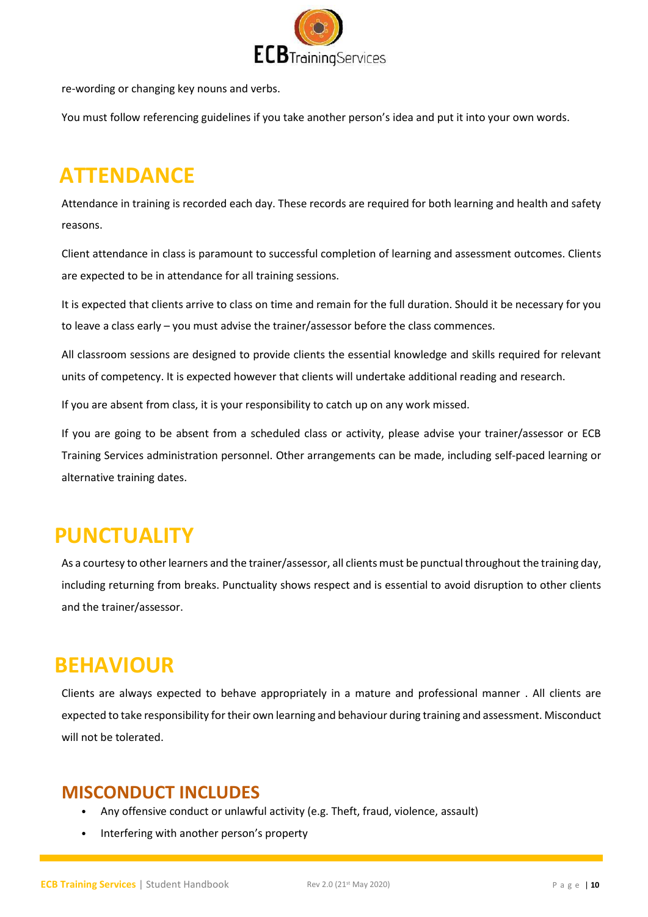re-wording or changing key nouns and verbs.

You must follow referencing guidelines if you take another person's idea and put it into your own words.

# ATTENDANCE

Attendance in training is recorded each day. These records are required for both learning and health and safety reasons.

Client attendance in class is paramount to successful completion of learning and assessment outcomes. Clients are expected to be in attendance for all training sessions.

It is expected that clients arrive to class on time and remain for the full duration. Should it be necessary for you to leave a class early – you must advise the trainer/assessor before the class commences.

All classroom sessions are designed to provide clients the essential knowledge and skills required for relevant units of competency. It is expected however that clients will undertake additional reading and research.

If you are absent from class, it is your responsibility to catch up on any work missed.

If you are going to be absent from a scheduled class or activity, please advise your trainer/assessor or ECB Training Services administration personnel. Other arrangements can be made, including self-paced learning or alternative training dates.

# PUNCTUALITY

As a courtesy to other learners and the trainer/assessor, all clients must be punctual throughout the training day, including returning from breaks. Punctuality shows respect and is essential to avoid disruption to other clients and the trainer/assessor.

# BEHAVIOUR

Clients are always expected to behave appropriately in a mature and professional manner . All clients are expected to take responsibility for their own learning and behaviour during training and assessment. Misconduct will not be tolerated.

## MISCONDUCT INCLUDES

- Any offensive conduct or unlawful activity (e.g. Theft, fraud, violence, assault)
- Interfering with another person's property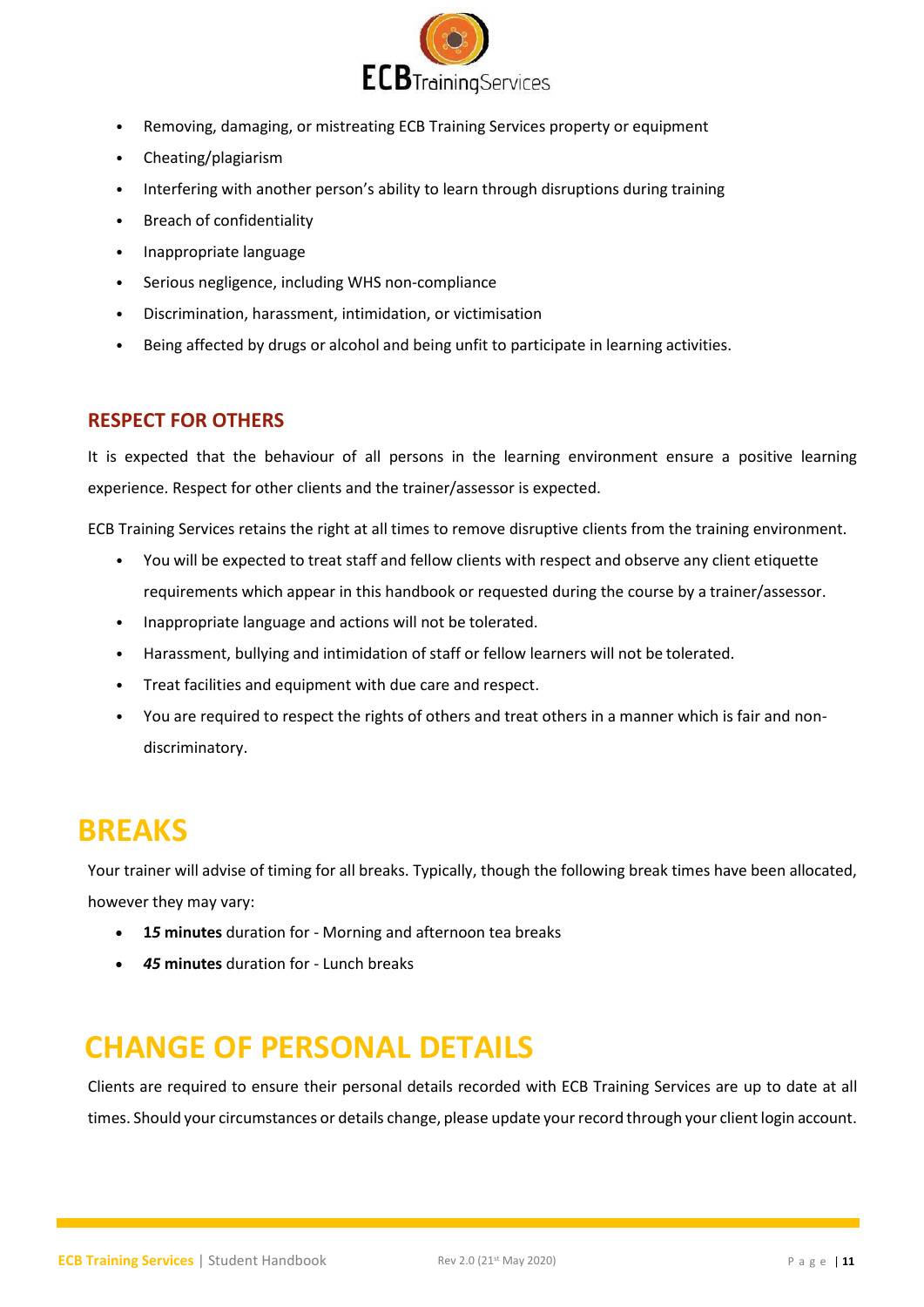- Removing, damaging, or mistreating ECB Training Services property or equipment
- Cheating/plagiarism
- Interfering with another person's ability to learn through disruptions during training
- Breach of confidentiality
- Inappropriate language
- Serious negligence, including WHS non-compliance
- Discrimination, harassment, intimidation, or victimisation
- Being affected by drugs or alcohol and being unfit to participate in learning activities.

### RESPECT FOR OTHERS

It is expected that the behaviour of all persons in the learning environment ensure a positive learning experience. Respect for other clients and the trainer/assessor is expected.

ECB Training Services retains the right at all times to remove disruptive clients from the training environment.

- You will be expected to treat staff and fellow clients with respect and observe any client etiquette requirements which appear in this handbook or requested during the course by a trainer/assessor.
- Inappropriate language and actions will not be tolerated.
- Harassment, bullying and intimidation of staff or fellow learners will not be tolerated.
- Treat facilities and equipment with due care and respect.
- You are required to respect the rights of others and treat others in a manner which is fair and non-discriminatory.

## BREAKS

Your trainer will advise of timing for all breaks. Typically, though the following break times have been allocated, however they may vary:

- **15 minutes** duration for - Morning and afternoon tea breaks
- ***45* minutes** duration for - Lunch breaks

## CHANGE OF PERSONAL DETAILS

Clients are required to ensure their personal details recorded with ECB Training Services are up to date at all times. Should your circumstances or details change, please update your record through your client login account.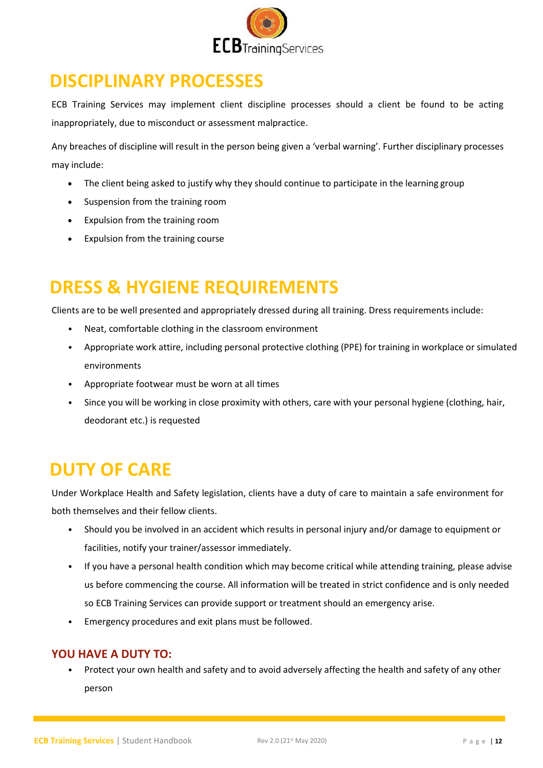## DISCIPLINARY PROCESSES

ECB Training Services may implement client discipline processes should a client be found to be acting inappropriately, due to misconduct or assessment malpractice.

Any breaches of discipline will result in the person being given a 'verbal warning'. Further disciplinary processes may include:

- The client being asked to justify why they should continue to participate in the learning group
- Suspension from the training room
- Expulsion from the training room
- Expulsion from the training course

## DRESS & HYGIENE REQUIREMENTS

Clients are to be well presented and appropriately dressed during all training. Dress requirements include:

- Neat, comfortable clothing in the classroom environment
- Appropriate work attire, including personal protective clothing (PPE) for training in workplace or simulated environments
- Appropriate footwear must be worn at all times
- Since you will be working in close proximity with others, care with your personal hygiene (clothing, hair, deodorant etc.) is requested

## DUTY OF CARE

Under Workplace Health and Safety legislation, clients have a duty of care to maintain a safe environment for both themselves and their fellow clients.

- Should you be involved in an accident which results in personal injury and/or damage to equipment or facilities, notify your trainer/assessor immediately.
- If you have a personal health condition which may become critical while attending training, please advise us before commencing the course. All information will be treated in strict confidence and is only needed so ECB Training Services can provide support or treatment should an emergency arise.
- Emergency procedures and exit plans must be followed.

### YOU HAVE A DUTY TO:

- Protect your own health and safety and to avoid adversely affecting the health and safety of any other person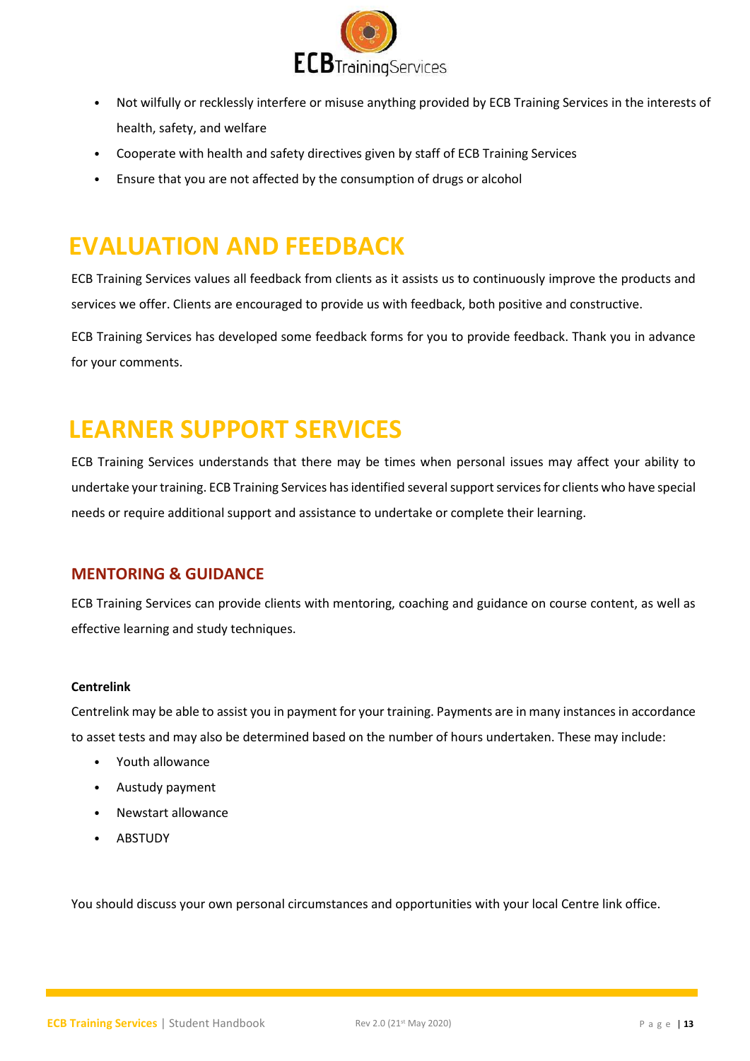- Not wilfully or recklessly interfere or misuse anything provided by ECB Training Services in the interests of health, safety, and welfare
- Cooperate with health and safety directives given by staff of ECB Training Services
- Ensure that you are not affected by the consumption of drugs or alcohol

# EVALUATION AND FEEDBACK

ECB Training Services values all feedback from clients as it assists us to continuously improve the products and services we offer. Clients are encouraged to provide us with feedback, both positive and constructive.

ECB Training Services has developed some feedback forms for you to provide feedback. Thank you in advance for your comments.

# LEARNER SUPPORT SERVICES

ECB Training Services understands that there may be times when personal issues may affect your ability to undertake your training. ECB Training Services has identified several support services for clients who have special needs or require additional support and assistance to undertake or complete their learning.

## MENTORING & GUIDANCE

ECB Training Services can provide clients with mentoring, coaching and guidance on course content, as well as effective learning and study techniques.

**Centrelink**

Centrelink may be able to assist you in payment for your training. Payments are in many instances in accordance to asset tests and may also be determined based on the number of hours undertaken. These may include:

- Youth allowance
- Austudy payment
- Newstart allowance
- ABSTUDY

You should discuss your own personal circumstances and opportunities with your local Centre link office.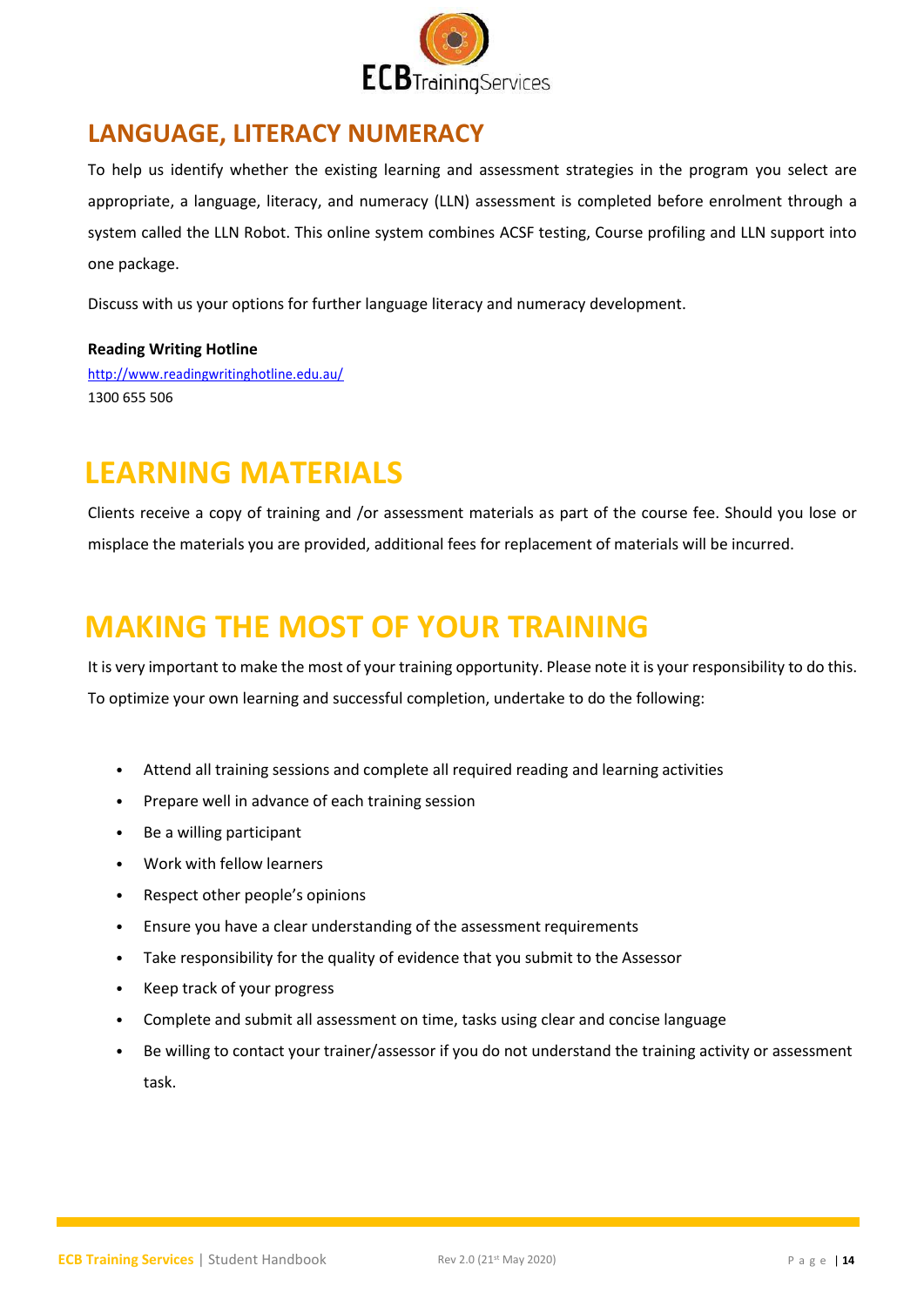## LANGUAGE, LITERACY NUMERACY

To help us identify whether the existing learning and assessment strategies in the program you select are appropriate, a language, literacy, and numeracy (LLN) assessment is completed before enrolment through a system called the LLN Robot. This online system combines ACSF testing, Course profiling and LLN support into one package.

Discuss with us your options for further language literacy and numeracy development.

**Reading Writing Hotline**
http://www.readingwritinghotline.edu.au/
1300 655 506

# LEARNING MATERIALS

Clients receive a copy of training and /or assessment materials as part of the course fee. Should you lose or misplace the materials you are provided, additional fees for replacement of materials will be incurred.

# MAKING THE MOST OF YOUR TRAINING

It is very important to make the most of your training opportunity. Please note it is your responsibility to do this. To optimize your own learning and successful completion, undertake to do the following:

- Attend all training sessions and complete all required reading and learning activities
- Prepare well in advance of each training session
- Be a willing participant
- Work with fellow learners
- Respect other people's opinions
- Ensure you have a clear understanding of the assessment requirements
- Take responsibility for the quality of evidence that you submit to the Assessor
- Keep track of your progress
- Complete and submit all assessment on time, tasks using clear and concise language
- Be willing to contact your trainer/assessor if you do not understand the training activity or assessment task.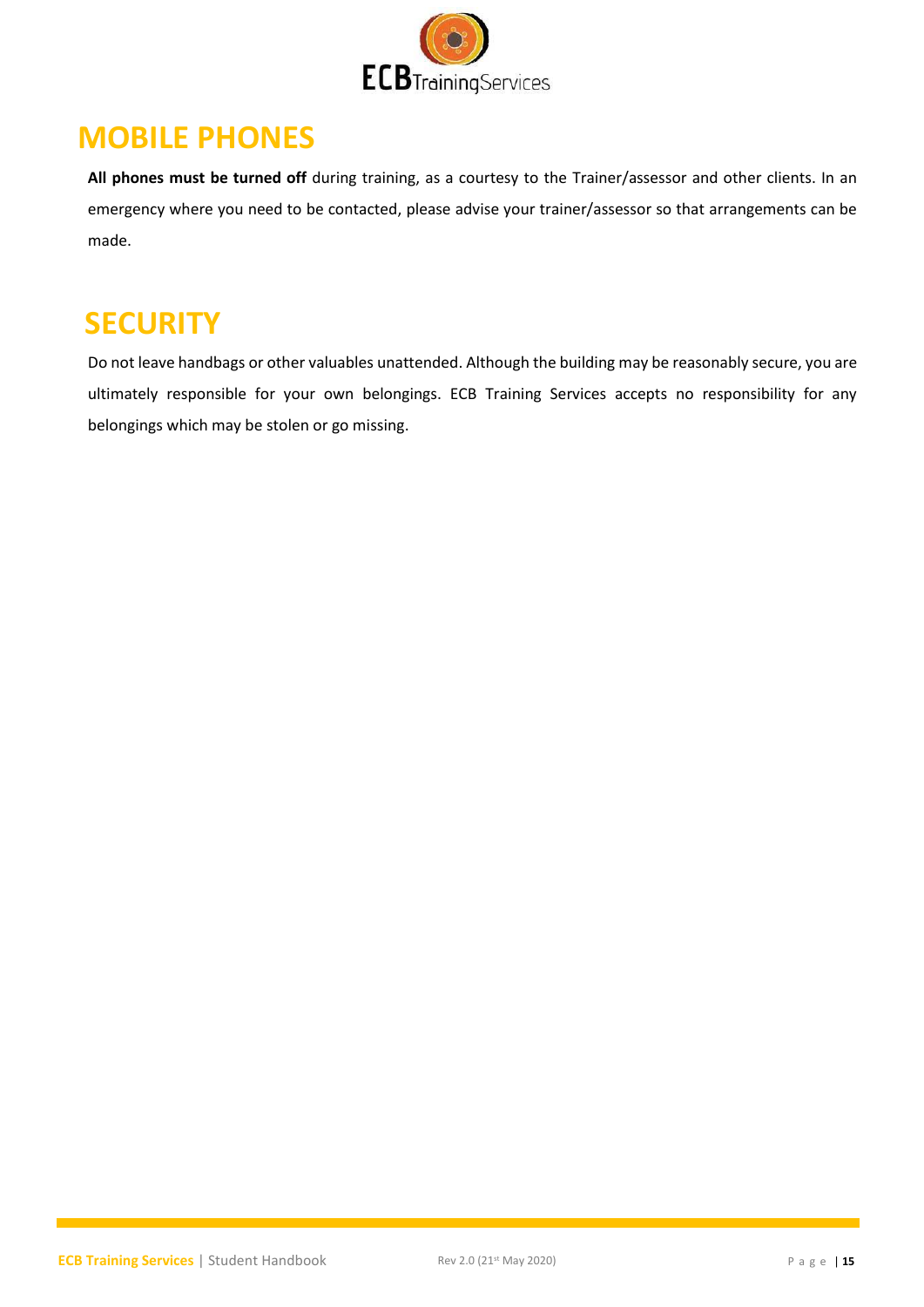# MOBILE PHONES

**All phones must be turned off** during training, as a courtesy to the Trainer/assessor and other clients. In an emergency where you need to be contacted, please advise your trainer/assessor so that arrangements can be made.

# SECURITY

Do not leave handbags or other valuables unattended. Although the building may be reasonably secure, you are ultimately responsible for your own belongings. ECB Training Services accepts no responsibility for any belongings which may be stolen or go missing.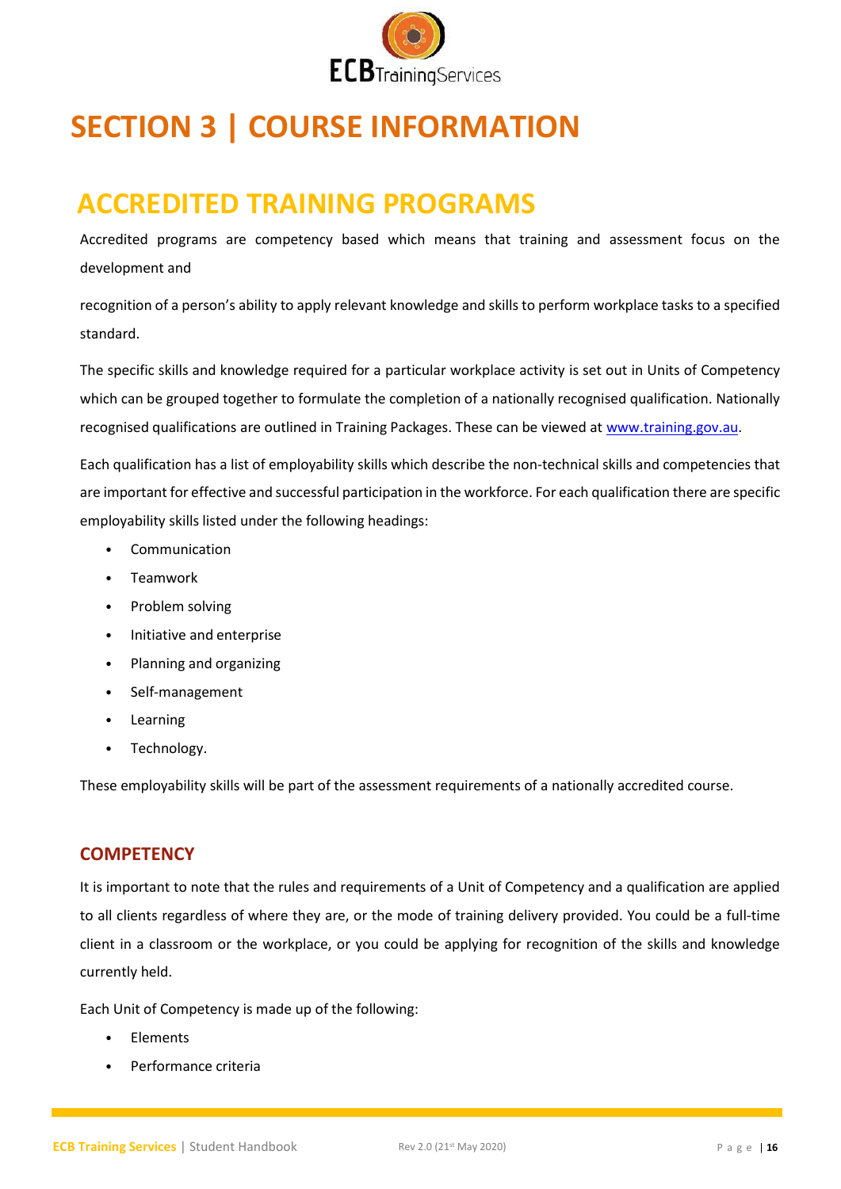# SECTION 3 | COURSE INFORMATION

## ACCREDITED TRAINING PROGRAMS

Accredited programs are competency based which means that training and assessment focus on the development and

recognition of a person's ability to apply relevant knowledge and skills to perform workplace tasks to a specified standard.

The specific skills and knowledge required for a particular workplace activity is set out in Units of Competency which can be grouped together to formulate the completion of a nationally recognised qualification. Nationally recognised qualifications are outlined in Training Packages. These can be viewed at www.training.gov.au.

Each qualification has a list of employability skills which describe the non-technical skills and competencies that are important for effective and successful participation in the workforce. For each qualification there are specific employability skills listed under the following headings:

- Communication
- Teamwork
- Problem solving
- Initiative and enterprise
- Planning and organizing
- Self-management
- Learning
- Technology.

These employability skills will be part of the assessment requirements of a nationally accredited course.

### COMPETENCY

It is important to note that the rules and requirements of a Unit of Competency and a qualification are applied to all clients regardless of where they are, or the mode of training delivery provided. You could be a full-time client in a classroom or the workplace, or you could be applying for recognition of the skills and knowledge currently held.

Each Unit of Competency is made up of the following:

- Elements
- Performance criteria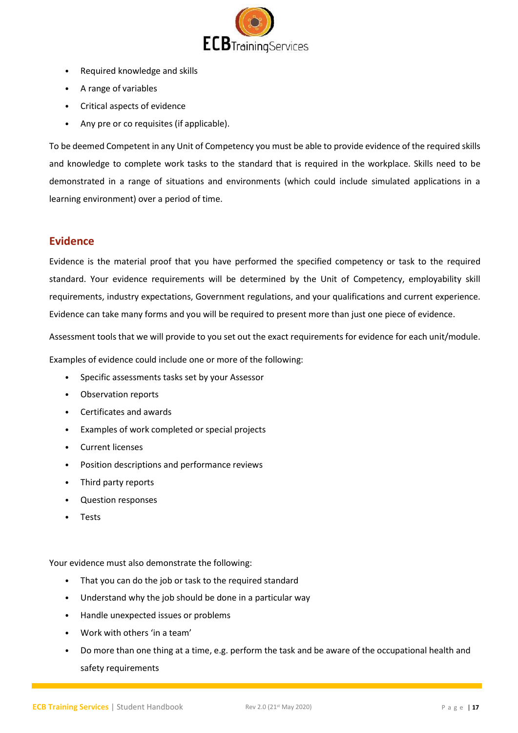- Required knowledge and skills
- A range of variables
- Critical aspects of evidence
- Any pre or co requisites (if applicable).

To be deemed Competent in any Unit of Competency you must be able to provide evidence of the required skills and knowledge to complete work tasks to the standard that is required in the workplace. Skills need to be demonstrated in a range of situations and environments (which could include simulated applications in a learning environment) over a period of time.

## Evidence

Evidence is the material proof that you have performed the specified competency or task to the required standard. Your evidence requirements will be determined by the Unit of Competency, employability skill requirements, industry expectations, Government regulations, and your qualifications and current experience. Evidence can take many forms and you will be required to present more than just one piece of evidence.

Assessment tools that we will provide to you set out the exact requirements for evidence for each unit/module.

Examples of evidence could include one or more of the following:

- Specific assessments tasks set by your Assessor
- Observation reports
- Certificates and awards
- Examples of work completed or special projects
- Current licenses
- Position descriptions and performance reviews
- Third party reports
- Question responses
- Tests

Your evidence must also demonstrate the following:

- That you can do the job or task to the required standard
- Understand why the job should be done in a particular way
- Handle unexpected issues or problems
- Work with others 'in a team'
- Do more than one thing at a time, e.g. perform the task and be aware of the occupational health and safety requirements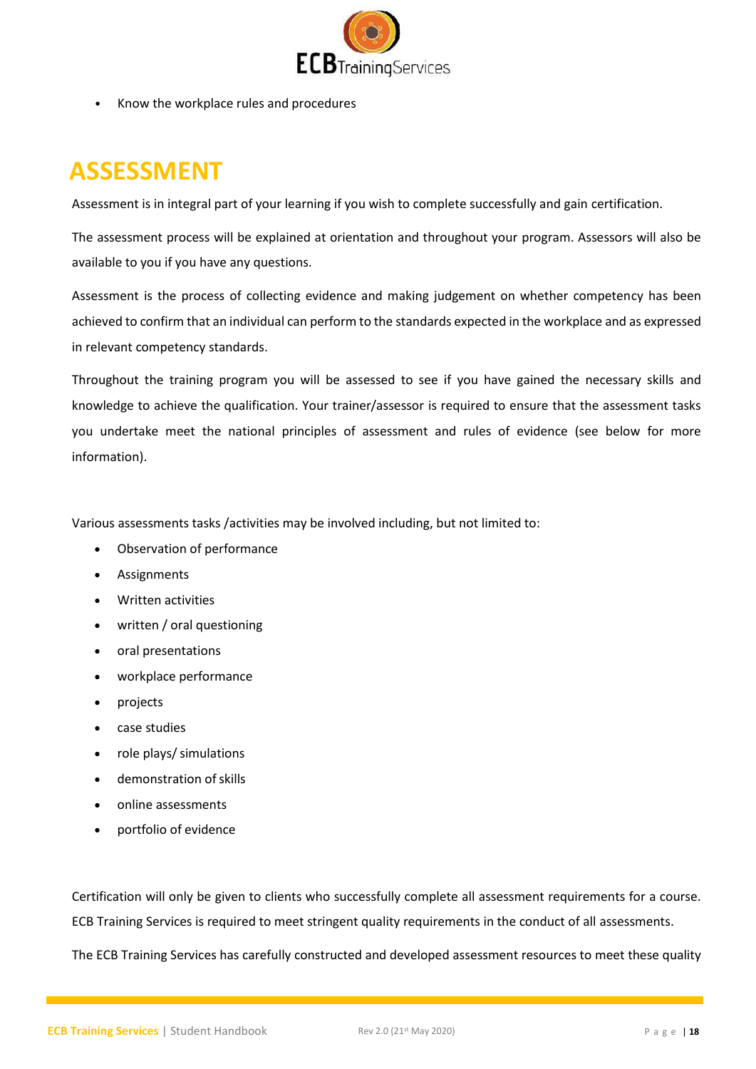- Know the workplace rules and procedures

# ASSESSMENT

Assessment is in integral part of your learning if you wish to complete successfully and gain certification.

The assessment process will be explained at orientation and throughout your program. Assessors will also be available to you if you have any questions.

Assessment is the process of collecting evidence and making judgement on whether competency has been achieved to confirm that an individual can perform to the standards expected in the workplace and as expressed in relevant competency standards.

Throughout the training program you will be assessed to see if you have gained the necessary skills and knowledge to achieve the qualification. Your trainer/assessor is required to ensure that the assessment tasks you undertake meet the national principles of assessment and rules of evidence (see below for more information).

Various assessments tasks /activities may be involved including, but not limited to:

- Observation of performance
- Assignments
- Written activities
- written / oral questioning
- oral presentations
- workplace performance
- projects
- case studies
- role plays/ simulations
- demonstration of skills
- online assessments
- portfolio of evidence

Certification will only be given to clients who successfully complete all assessment requirements for a course. ECB Training Services is required to meet stringent quality requirements in the conduct of all assessments.

The ECB Training Services has carefully constructed and developed assessment resources to meet these quality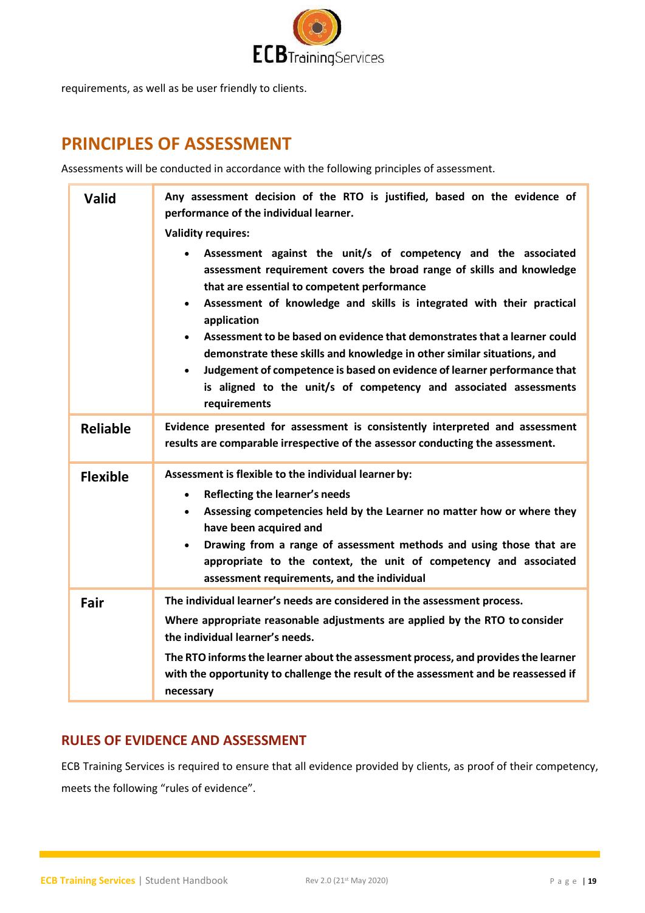requirements, as well as be user friendly to clients.

# PRINCIPLES OF ASSESSMENT

Assessments will be conducted in accordance with the following principles of assessment.

| | |
|---|---|
| **Valid** | **Any assessment decision of the RTO is justified, based on the evidence of performance of the individual learner.**<br>**Validity requires:**<br>• **Assessment against the unit/s of competency and the associated assessment requirement covers the broad range of skills and knowledge that are essential to competent performance**<br>• **Assessment of knowledge and skills is integrated with their practical application**<br>• **Assessment to be based on evidence that demonstrates that a learner could demonstrate these skills and knowledge in other similar situations, and**<br>• **Judgement of competence is based on evidence of learner performance that is aligned to the unit/s of competency and associated assessments requirements** |
| **Reliable** | **Evidence presented for assessment is consistently interpreted and assessment results are comparable irrespective of the assessor conducting the assessment.** |
| **Flexible** | **Assessment is flexible to the individual learner by:**<br>• **Reflecting the learner's needs**<br>• **Assessing competencies held by the Learner no matter how or where they have been acquired and**<br>• **Drawing from a range of assessment methods and using those that are appropriate to the context, the unit of competency and associated assessment requirements, and the individual** |
| **Fair** | **The individual learner's needs are considered in the assessment process.**<br>**Where appropriate reasonable adjustments are applied by the RTO to consider the individual learner's needs.**<br>**The RTO informs the learner about the assessment process, and provides the learner with the opportunity to challenge the result of the assessment and be reassessed if necessary** |

## RULES OF EVIDENCE AND ASSESSMENT

ECB Training Services is required to ensure that all evidence provided by clients, as proof of their competency, meets the following "rules of evidence".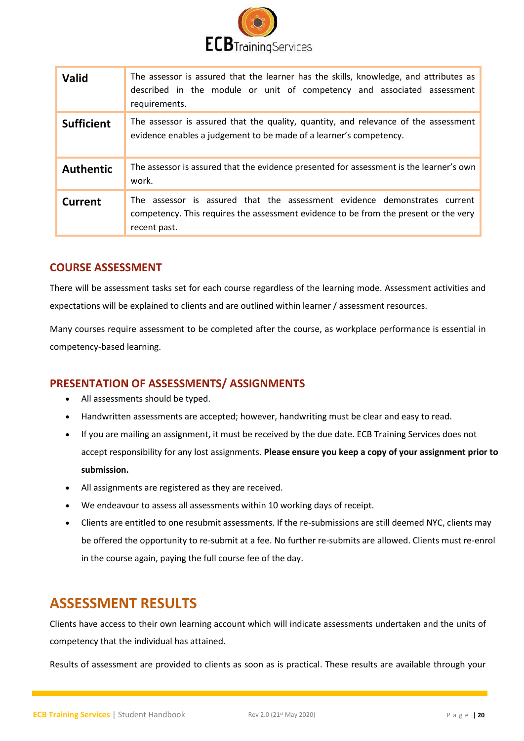| | |
|---|---|
| **Valid** | The assessor is assured that the learner has the skills, knowledge, and attributes as described in the module or unit of competency and associated assessment requirements. |
| **Sufficient** | The assessor is assured that the quality, quantity, and relevance of the assessment evidence enables a judgement to be made of a learner's competency. |
| **Authentic** | The assessor is assured that the evidence presented for assessment is the learner's own work. |
| **Current** | The assessor is assured that the assessment evidence demonstrates current competency. This requires the assessment evidence to be from the present or the very recent past. |

### COURSE ASSESSMENT

There will be assessment tasks set for each course regardless of the learning mode. Assessment activities and expectations will be explained to clients and are outlined within learner / assessment resources.

Many courses require assessment to be completed after the course, as workplace performance is essential in competency-based learning.

### PRESENTATION OF ASSESSMENTS/ ASSIGNMENTS

- All assessments should be typed.
- Handwritten assessments are accepted; however, handwriting must be clear and easy to read.
- If you are mailing an assignment, it must be received by the due date. ECB Training Services does not accept responsibility for any lost assignments. **Please ensure you keep a copy of your assignment prior to submission.**
- All assignments are registered as they are received.
- We endeavour to assess all assessments within 10 working days of receipt.
- Clients are entitled to one resubmit assessments. If the re-submissions are still deemed NYC, clients may be offered the opportunity to re-submit at a fee. No further re-submits are allowed. Clients must re-enrol in the course again, paying the full course fee of the day.

## ASSESSMENT RESULTS

Clients have access to their own learning account which will indicate assessments undertaken and the units of competency that the individual has attained.

Results of assessment are provided to clients as soon as is practical. These results are available through your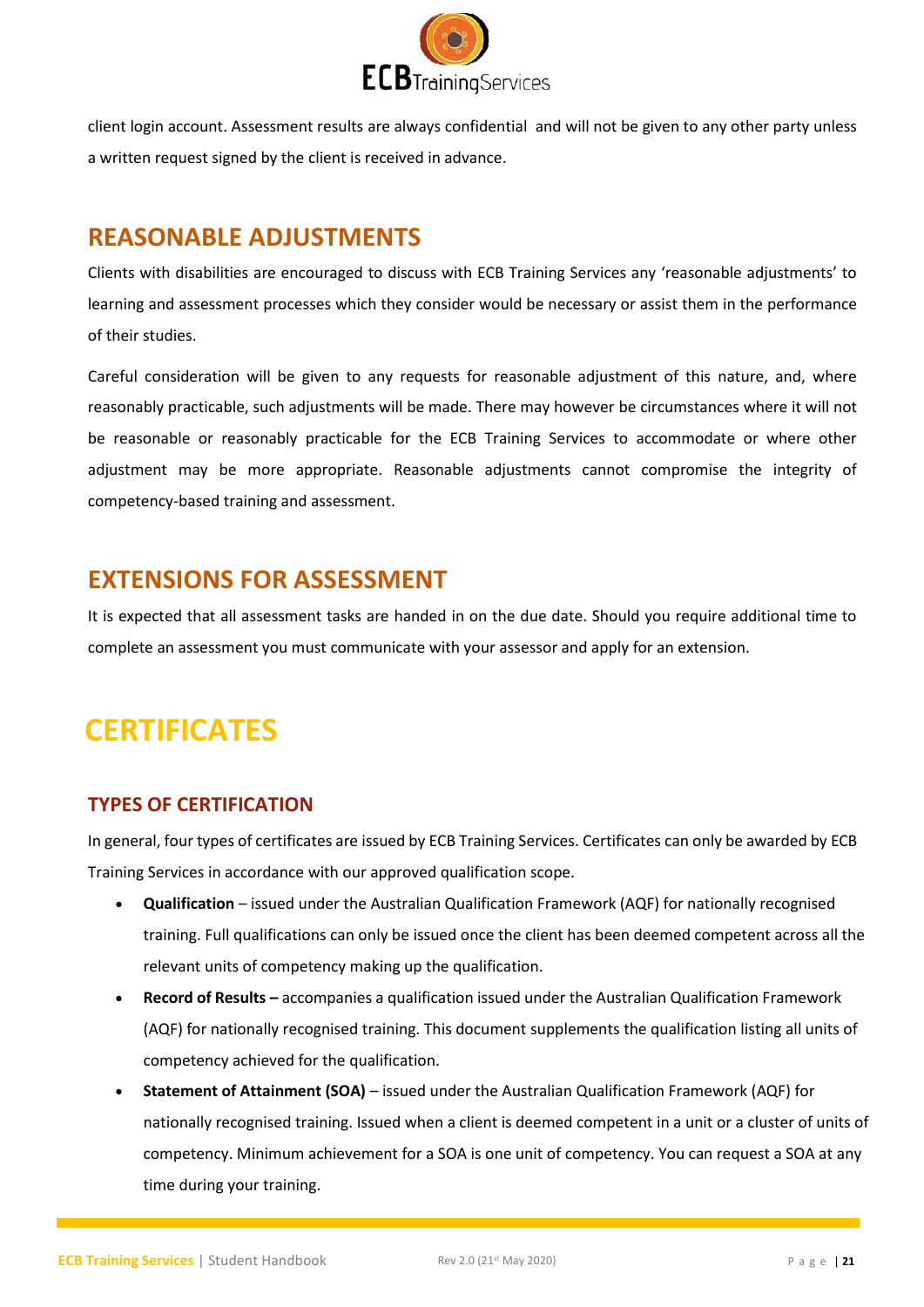client login account. Assessment results are always confidential and will not be given to any other party unless a written request signed by the client is received in advance.

## REASONABLE ADJUSTMENTS

Clients with disabilities are encouraged to discuss with ECB Training Services any 'reasonable adjustments' to learning and assessment processes which they consider would be necessary or assist them in the performance of their studies.

Careful consideration will be given to any requests for reasonable adjustment of this nature, and, where reasonably practicable, such adjustments will be made. There may however be circumstances where it will not be reasonable or reasonably practicable for the ECB Training Services to accommodate or where other adjustment may be more appropriate. Reasonable adjustments cannot compromise the integrity of competency-based training and assessment.

## EXTENSIONS FOR ASSESSMENT

It is expected that all assessment tasks are handed in on the due date. Should you require additional time to complete an assessment you must communicate with your assessor and apply for an extension.

# CERTIFICATES

### TYPES OF CERTIFICATION

In general, four types of certificates are issued by ECB Training Services. Certificates can only be awarded by ECB Training Services in accordance with our approved qualification scope.

- **Qualification** – issued under the Australian Qualification Framework (AQF) for nationally recognised training. Full qualifications can only be issued once the client has been deemed competent across all the relevant units of competency making up the qualification.
- **Record of Results –** accompanies a qualification issued under the Australian Qualification Framework (AQF) for nationally recognised training. This document supplements the qualification listing all units of competency achieved for the qualification.
- **Statement of Attainment (SOA)** – issued under the Australian Qualification Framework (AQF) for nationally recognised training. Issued when a client is deemed competent in a unit or a cluster of units of competency. Minimum achievement for a SOA is one unit of competency. You can request a SOA at any time during your training.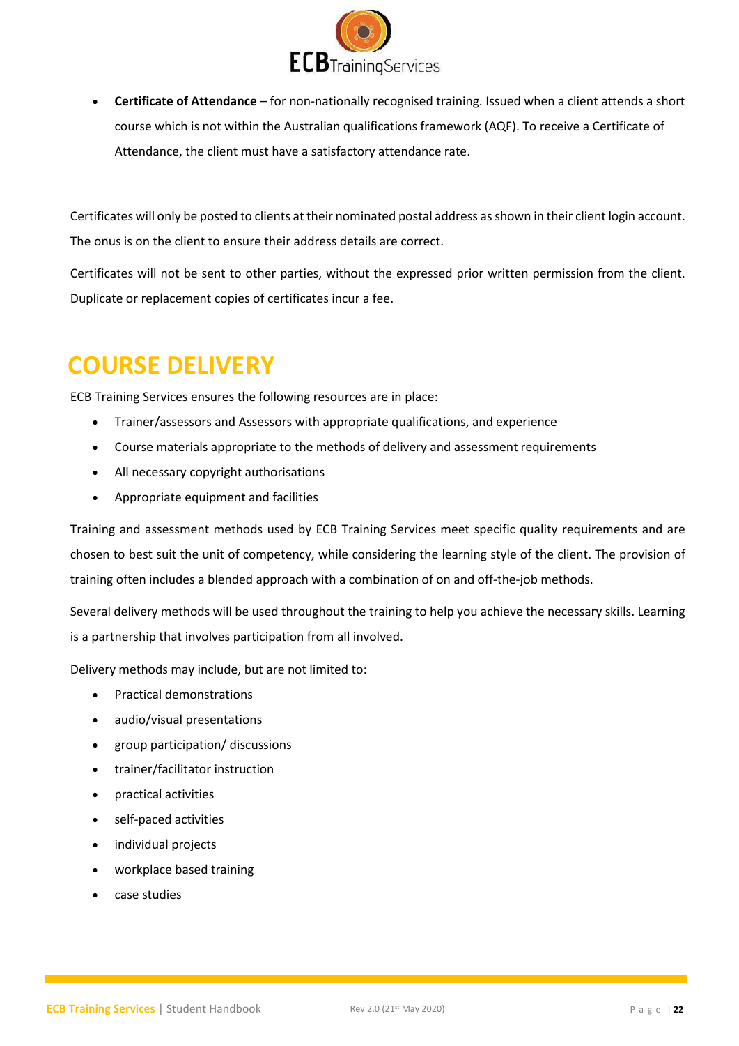- **Certificate of Attendance** – for non-nationally recognised training. Issued when a client attends a short course which is not within the Australian qualifications framework (AQF). To receive a Certificate of Attendance, the client must have a satisfactory attendance rate.

Certificates will only be posted to clients at their nominated postal address as shown in their client login account. The onus is on the client to ensure their address details are correct.

Certificates will not be sent to other parties, without the expressed prior written permission from the client. Duplicate or replacement copies of certificates incur a fee.

# COURSE DELIVERY

ECB Training Services ensures the following resources are in place:

- Trainer/assessors and Assessors with appropriate qualifications, and experience
- Course materials appropriate to the methods of delivery and assessment requirements
- All necessary copyright authorisations
- Appropriate equipment and facilities

Training and assessment methods used by ECB Training Services meet specific quality requirements and are chosen to best suit the unit of competency, while considering the learning style of the client. The provision of training often includes a blended approach with a combination of on and off-the-job methods.

Several delivery methods will be used throughout the training to help you achieve the necessary skills. Learning is a partnership that involves participation from all involved.

Delivery methods may include, but are not limited to:

- Practical demonstrations
- audio/visual presentations
- group participation/ discussions
- trainer/facilitator instruction
- practical activities
- self-paced activities
- individual projects
- workplace based training
- case studies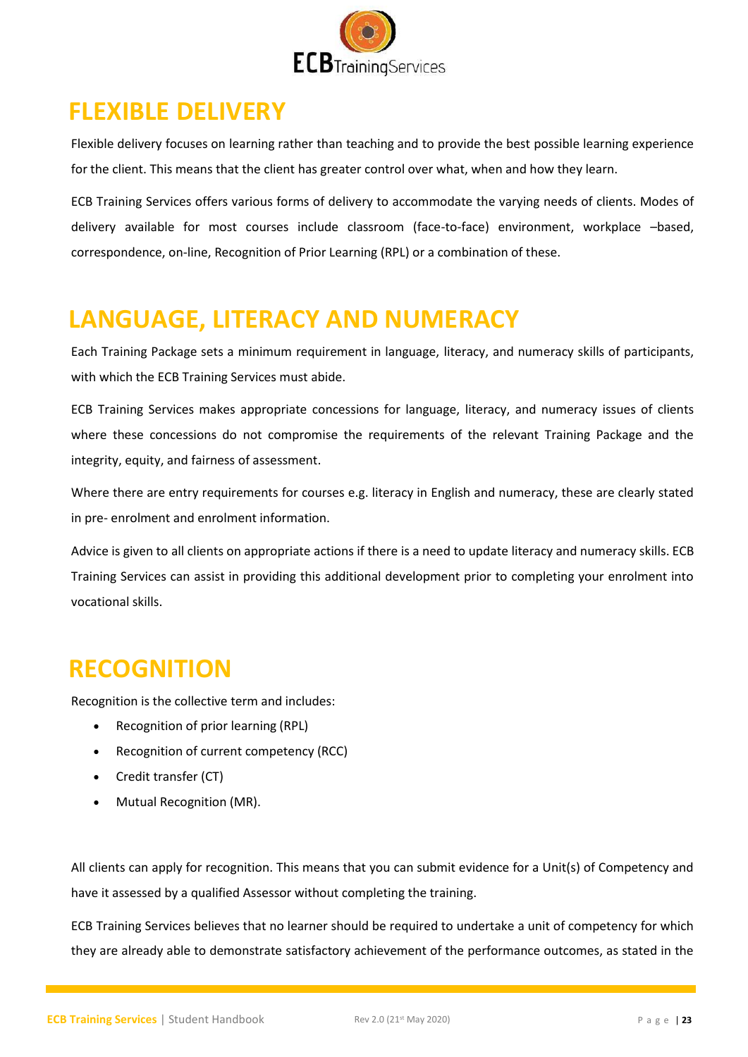# FLEXIBLE DELIVERY

Flexible delivery focuses on learning rather than teaching and to provide the best possible learning experience for the client. This means that the client has greater control over what, when and how they learn.

ECB Training Services offers various forms of delivery to accommodate the varying needs of clients. Modes of delivery available for most courses include classroom (face-to-face) environment, workplace –based, correspondence, on-line, Recognition of Prior Learning (RPL) or a combination of these.

# LANGUAGE, LITERACY AND NUMERACY

Each Training Package sets a minimum requirement in language, literacy, and numeracy skills of participants, with which the ECB Training Services must abide.

ECB Training Services makes appropriate concessions for language, literacy, and numeracy issues of clients where these concessions do not compromise the requirements of the relevant Training Package and the integrity, equity, and fairness of assessment.

Where there are entry requirements for courses e.g. literacy in English and numeracy, these are clearly stated in pre- enrolment and enrolment information.

Advice is given to all clients on appropriate actions if there is a need to update literacy and numeracy skills. ECB Training Services can assist in providing this additional development prior to completing your enrolment into vocational skills.

# RECOGNITION

Recognition is the collective term and includes:

- Recognition of prior learning (RPL)
- Recognition of current competency (RCC)
- Credit transfer (CT)
- Mutual Recognition (MR).

All clients can apply for recognition. This means that you can submit evidence for a Unit(s) of Competency and have it assessed by a qualified Assessor without completing the training.

ECB Training Services believes that no learner should be required to undertake a unit of competency for which they are already able to demonstrate satisfactory achievement of the performance outcomes, as stated in the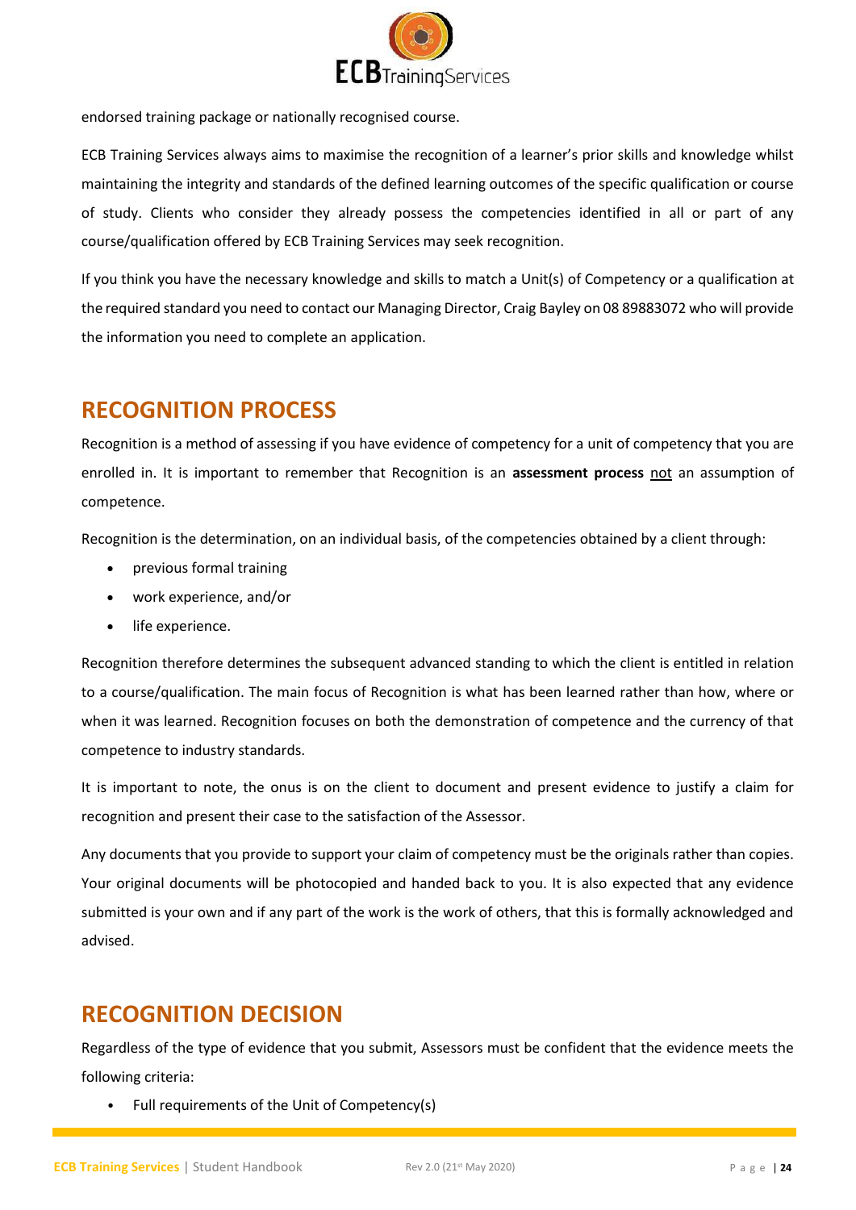endorsed training package or nationally recognised course.

ECB Training Services always aims to maximise the recognition of a learner's prior skills and knowledge whilst maintaining the integrity and standards of the defined learning outcomes of the specific qualification or course of study. Clients who consider they already possess the competencies identified in all or part of any course/qualification offered by ECB Training Services may seek recognition.

If you think you have the necessary knowledge and skills to match a Unit(s) of Competency or a qualification at the required standard you need to contact our Managing Director, Craig Bayley on 08 89883072 who will provide the information you need to complete an application.

## RECOGNITION PROCESS

Recognition is a method of assessing if you have evidence of competency for a unit of competency that you are enrolled in. It is important to remember that Recognition is an **assessment process** <u>not</u> an assumption of competence.

Recognition is the determination, on an individual basis, of the competencies obtained by a client through:

- previous formal training
- work experience, and/or
- life experience.

Recognition therefore determines the subsequent advanced standing to which the client is entitled in relation to a course/qualification. The main focus of Recognition is what has been learned rather than how, where or when it was learned. Recognition focuses on both the demonstration of competence and the currency of that competence to industry standards.

It is important to note, the onus is on the client to document and present evidence to justify a claim for recognition and present their case to the satisfaction of the Assessor.

Any documents that you provide to support your claim of competency must be the originals rather than copies. Your original documents will be photocopied and handed back to you. It is also expected that any evidence submitted is your own and if any part of the work is the work of others, that this is formally acknowledged and advised.

## RECOGNITION DECISION

Regardless of the type of evidence that you submit, Assessors must be confident that the evidence meets the following criteria:

- Full requirements of the Unit of Competency(s)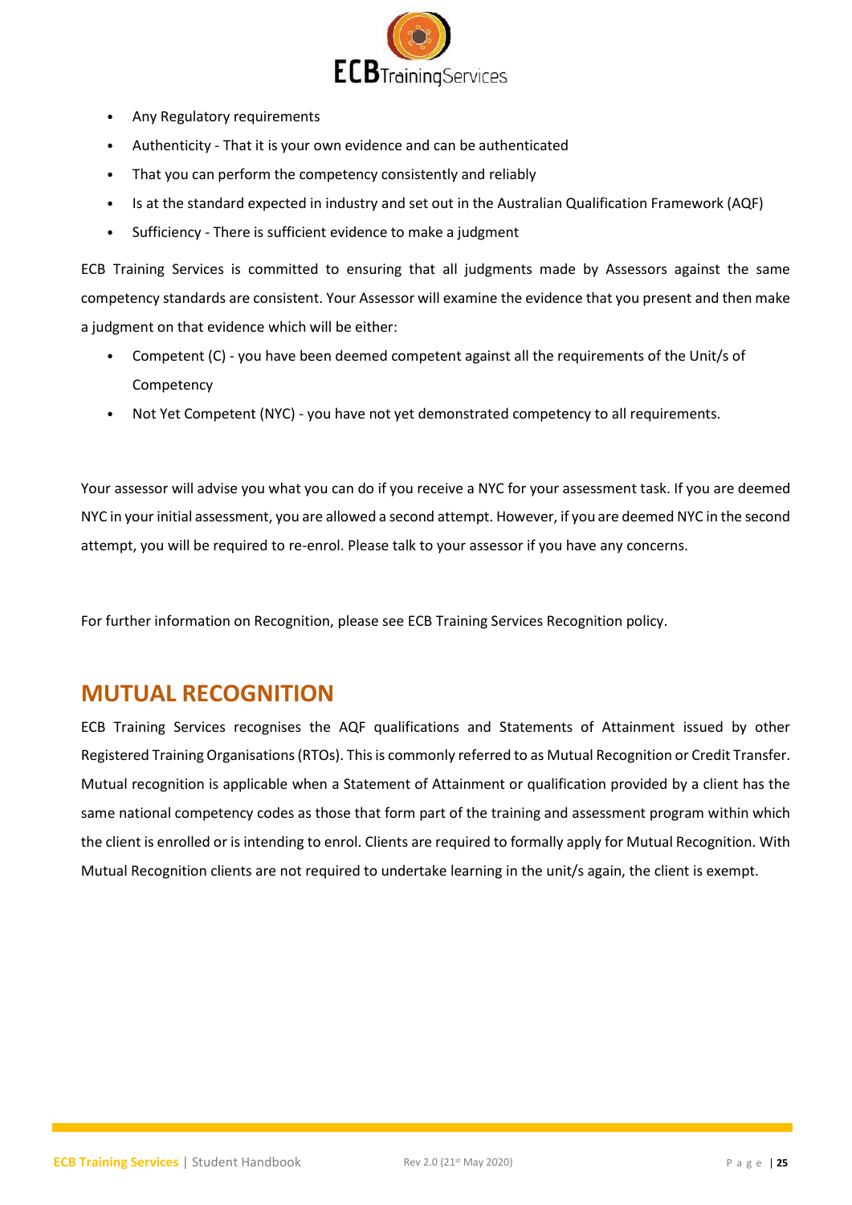- Any Regulatory requirements
- Authenticity - That it is your own evidence and can be authenticated
- That you can perform the competency consistently and reliably
- Is at the standard expected in industry and set out in the Australian Qualification Framework (AQF)
- Sufficiency - There is sufficient evidence to make a judgment

ECB Training Services is committed to ensuring that all judgments made by Assessors against the same competency standards are consistent. Your Assessor will examine the evidence that you present and then make a judgment on that evidence which will be either:

- Competent (C) - you have been deemed competent against all the requirements of the Unit/s of Competency
- Not Yet Competent (NYC) - you have not yet demonstrated competency to all requirements.

Your assessor will advise you what you can do if you receive a NYC for your assessment task. If you are deemed NYC in your initial assessment, you are allowed a second attempt. However, if you are deemed NYC in the second attempt, you will be required to re-enrol. Please talk to your assessor if you have any concerns.

For further information on Recognition, please see ECB Training Services Recognition policy.

## MUTUAL RECOGNITION

ECB Training Services recognises the AQF qualifications and Statements of Attainment issued by other Registered Training Organisations (RTOs). This is commonly referred to as Mutual Recognition or Credit Transfer. Mutual recognition is applicable when a Statement of Attainment or qualification provided by a client has the same national competency codes as those that form part of the training and assessment program within which the client is enrolled or is intending to enrol. Clients are required to formally apply for Mutual Recognition. With Mutual Recognition clients are not required to undertake learning in the unit/s again, the client is exempt.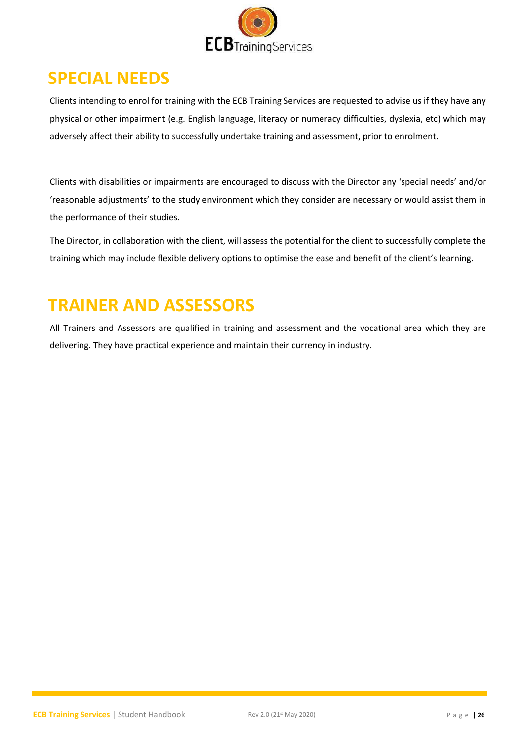## SPECIAL NEEDS

Clients intending to enrol for training with the ECB Training Services are requested to advise us if they have any physical or other impairment (e.g. English language, literacy or numeracy difficulties, dyslexia, etc) which may adversely affect their ability to successfully undertake training and assessment, prior to enrolment.

Clients with disabilities or impairments are encouraged to discuss with the Director any 'special needs' and/or 'reasonable adjustments' to the study environment which they consider are necessary or would assist them in the performance of their studies.

The Director, in collaboration with the client, will assess the potential for the client to successfully complete the training which may include flexible delivery options to optimise the ease and benefit of the client's learning.

## TRAINER AND ASSESSORS

All Trainers and Assessors are qualified in training and assessment and the vocational area which they are delivering. They have practical experience and maintain their currency in industry.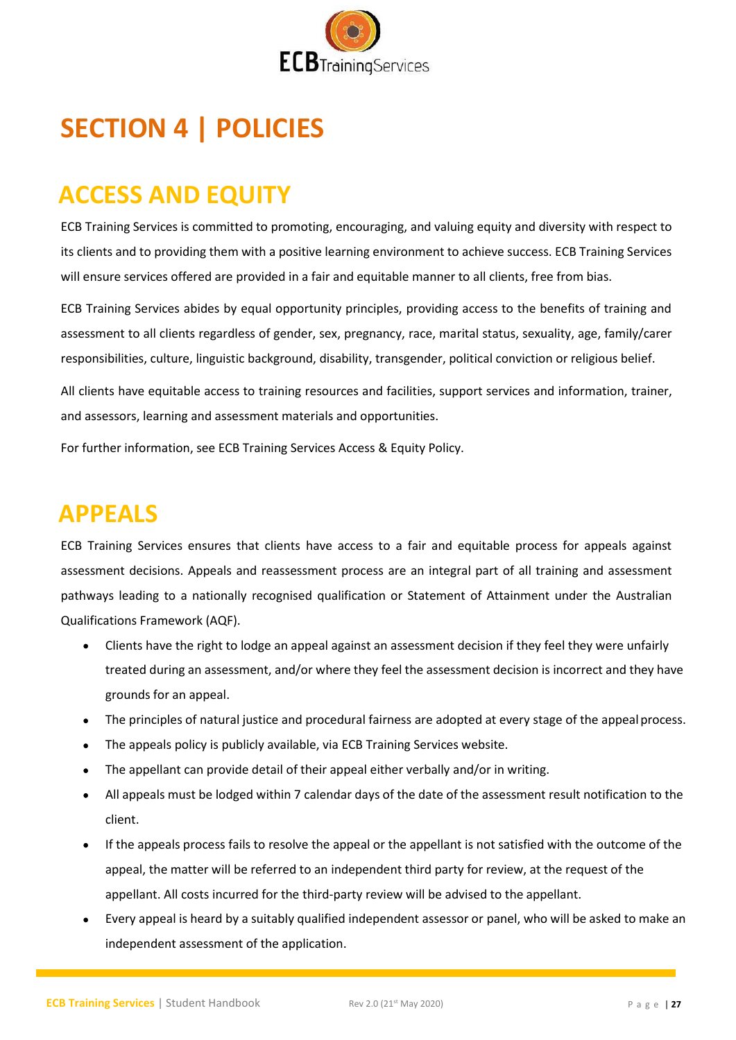# SECTION 4 | POLICIES

## ACCESS AND EQUITY

ECB Training Services is committed to promoting, encouraging, and valuing equity and diversity with respect to its clients and to providing them with a positive learning environment to achieve success. ECB Training Services will ensure services offered are provided in a fair and equitable manner to all clients, free from bias.

ECB Training Services abides by equal opportunity principles, providing access to the benefits of training and assessment to all clients regardless of gender, sex, pregnancy, race, marital status, sexuality, age, family/carer responsibilities, culture, linguistic background, disability, transgender, political conviction or religious belief.

All clients have equitable access to training resources and facilities, support services and information, trainer, and assessors, learning and assessment materials and opportunities.

For further information, see ECB Training Services Access & Equity Policy.

## APPEALS

ECB Training Services ensures that clients have access to a fair and equitable process for appeals against assessment decisions. Appeals and reassessment process are an integral part of all training and assessment pathways leading to a nationally recognised qualification or Statement of Attainment under the Australian Qualifications Framework (AQF).

- Clients have the right to lodge an appeal against an assessment decision if they feel they were unfairly treated during an assessment, and/or where they feel the assessment decision is incorrect and they have grounds for an appeal.
- The principles of natural justice and procedural fairness are adopted at every stage of the appeal process.
- The appeals policy is publicly available, via ECB Training Services website.
- The appellant can provide detail of their appeal either verbally and/or in writing.
- All appeals must be lodged within 7 calendar days of the date of the assessment result notification to the client.
- If the appeals process fails to resolve the appeal or the appellant is not satisfied with the outcome of the appeal, the matter will be referred to an independent third party for review, at the request of the appellant. All costs incurred for the third-party review will be advised to the appellant.
- Every appeal is heard by a suitably qualified independent assessor or panel, who will be asked to make an independent assessment of the application.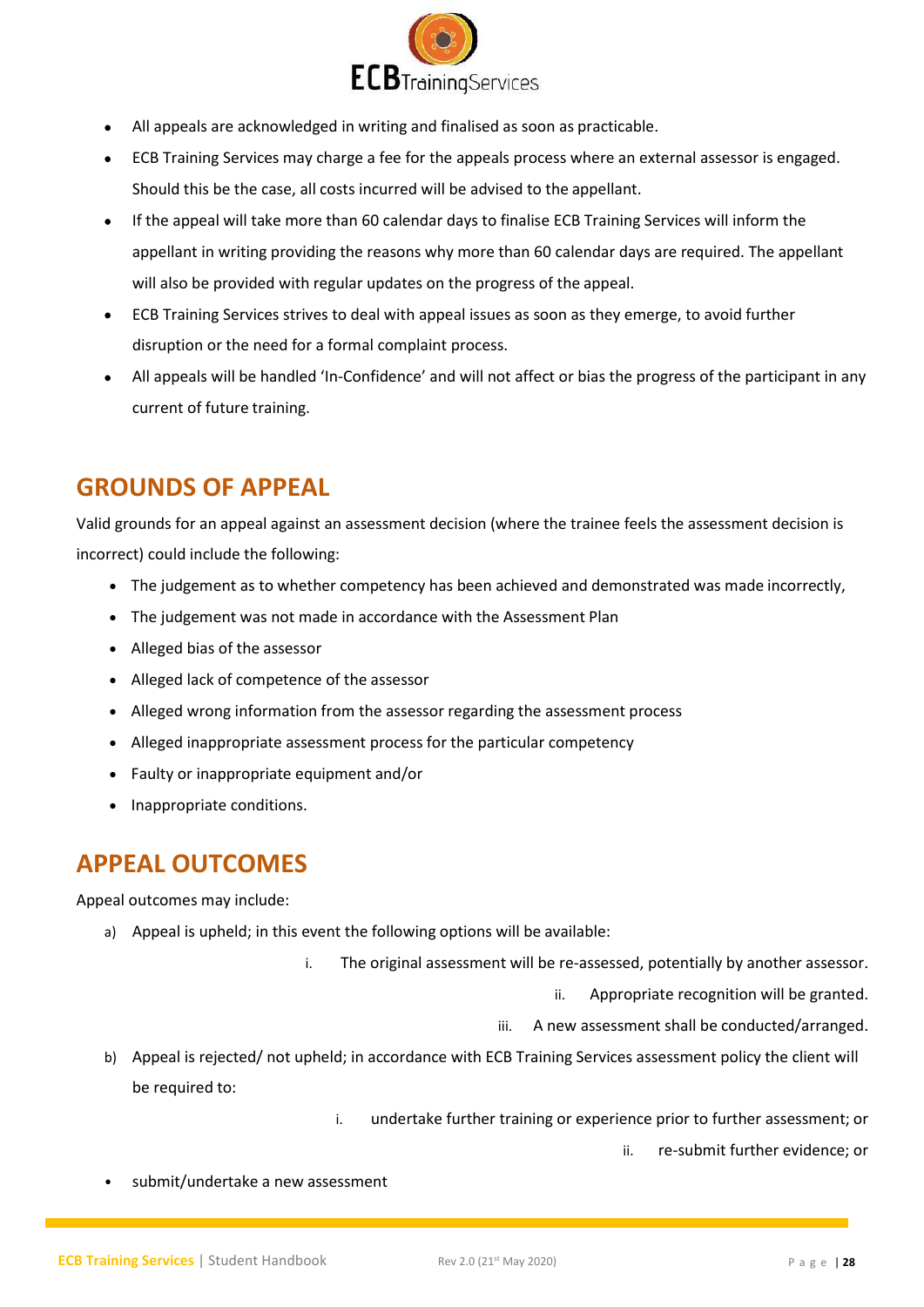- All appeals are acknowledged in writing and finalised as soon as practicable.
- ECB Training Services may charge a fee for the appeals process where an external assessor is engaged. Should this be the case, all costs incurred will be advised to the appellant.
- If the appeal will take more than 60 calendar days to finalise ECB Training Services will inform the appellant in writing providing the reasons why more than 60 calendar days are required. The appellant will also be provided with regular updates on the progress of the appeal.
- ECB Training Services strives to deal with appeal issues as soon as they emerge, to avoid further disruption or the need for a formal complaint process.
- All appeals will be handled 'In-Confidence' and will not affect or bias the progress of the participant in any current of future training.

## GROUNDS OF APPEAL

Valid grounds for an appeal against an assessment decision (where the trainee feels the assessment decision is incorrect) could include the following:

- The judgement as to whether competency has been achieved and demonstrated was made incorrectly,
- The judgement was not made in accordance with the Assessment Plan
- Alleged bias of the assessor
- Alleged lack of competence of the assessor
- Alleged wrong information from the assessor regarding the assessment process
- Alleged inappropriate assessment process for the particular competency
- Faulty or inappropriate equipment and/or
- Inappropriate conditions.

## APPEAL OUTCOMES

Appeal outcomes may include:

a) Appeal is upheld; in this event the following options will be available:
   i. The original assessment will be re-assessed, potentially by another assessor.
   ii. Appropriate recognition will be granted.
   iii. A new assessment shall be conducted/arranged.
b) Appeal is rejected/ not upheld; in accordance with ECB Training Services assessment policy the client will be required to:
   i. undertake further training or experience prior to further assessment; or
   ii. re-submit further evidence; or

- submit/undertake a new assessment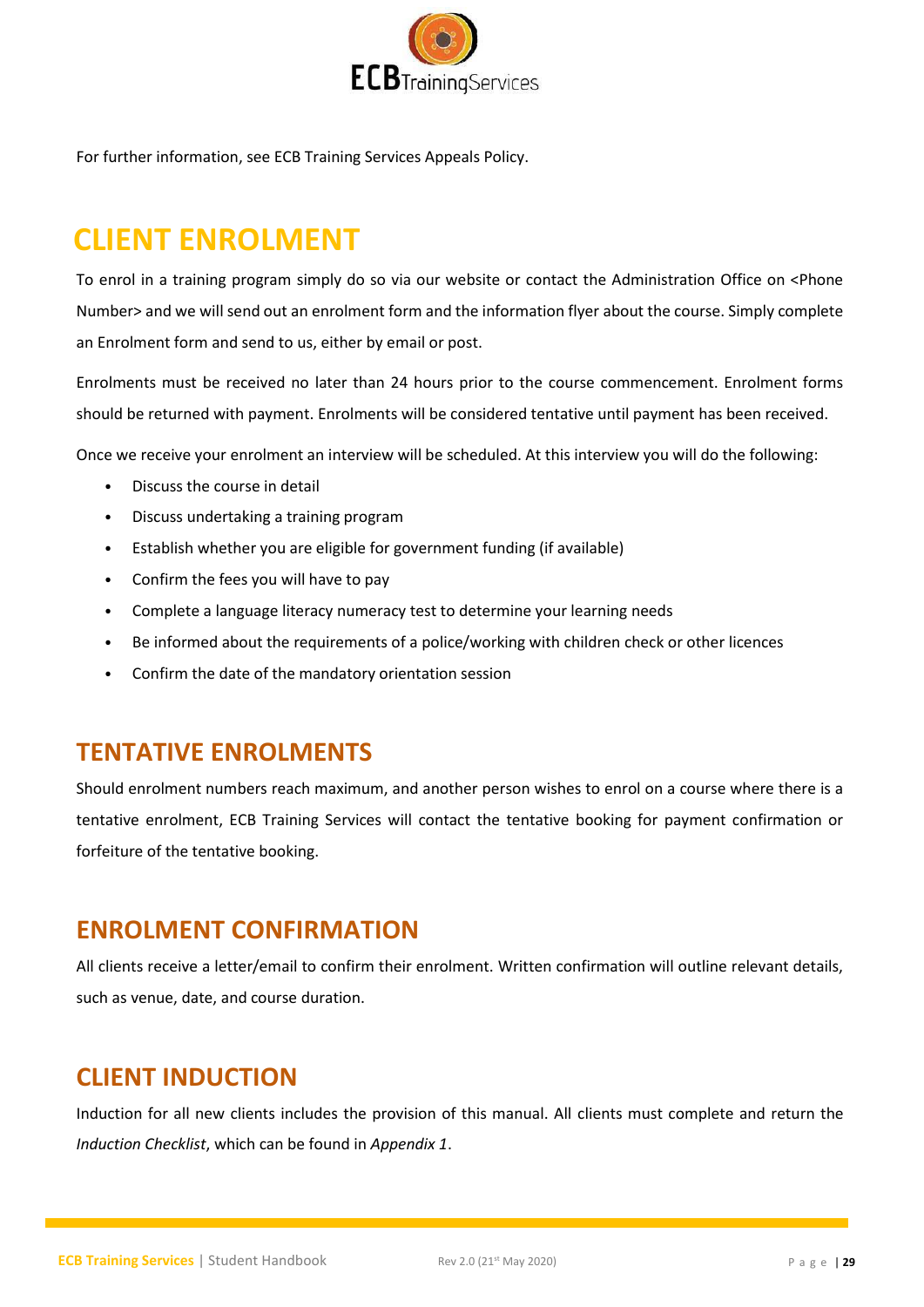For further information, see ECB Training Services Appeals Policy.

# CLIENT ENROLMENT

To enrol in a training program simply do so via our website or contact the Administration Office on <Phone Number> and we will send out an enrolment form and the information flyer about the course. Simply complete an Enrolment form and send to us, either by email or post.

Enrolments must be received no later than 24 hours prior to the course commencement. Enrolment forms should be returned with payment. Enrolments will be considered tentative until payment has been received.

Once we receive your enrolment an interview will be scheduled. At this interview you will do the following:

- Discuss the course in detail
- Discuss undertaking a training program
- Establish whether you are eligible for government funding (if available)
- Confirm the fees you will have to pay
- Complete a language literacy numeracy test to determine your learning needs
- Be informed about the requirements of a police/working with children check or other licences
- Confirm the date of the mandatory orientation session

## TENTATIVE ENROLMENTS

Should enrolment numbers reach maximum, and another person wishes to enrol on a course where there is a tentative enrolment, ECB Training Services will contact the tentative booking for payment confirmation or forfeiture of the tentative booking.

## ENROLMENT CONFIRMATION

All clients receive a letter/email to confirm their enrolment. Written confirmation will outline relevant details, such as venue, date, and course duration.

## CLIENT INDUCTION

Induction for all new clients includes the provision of this manual. All clients must complete and return the *Induction Checklist*, which can be found in *Appendix 1*.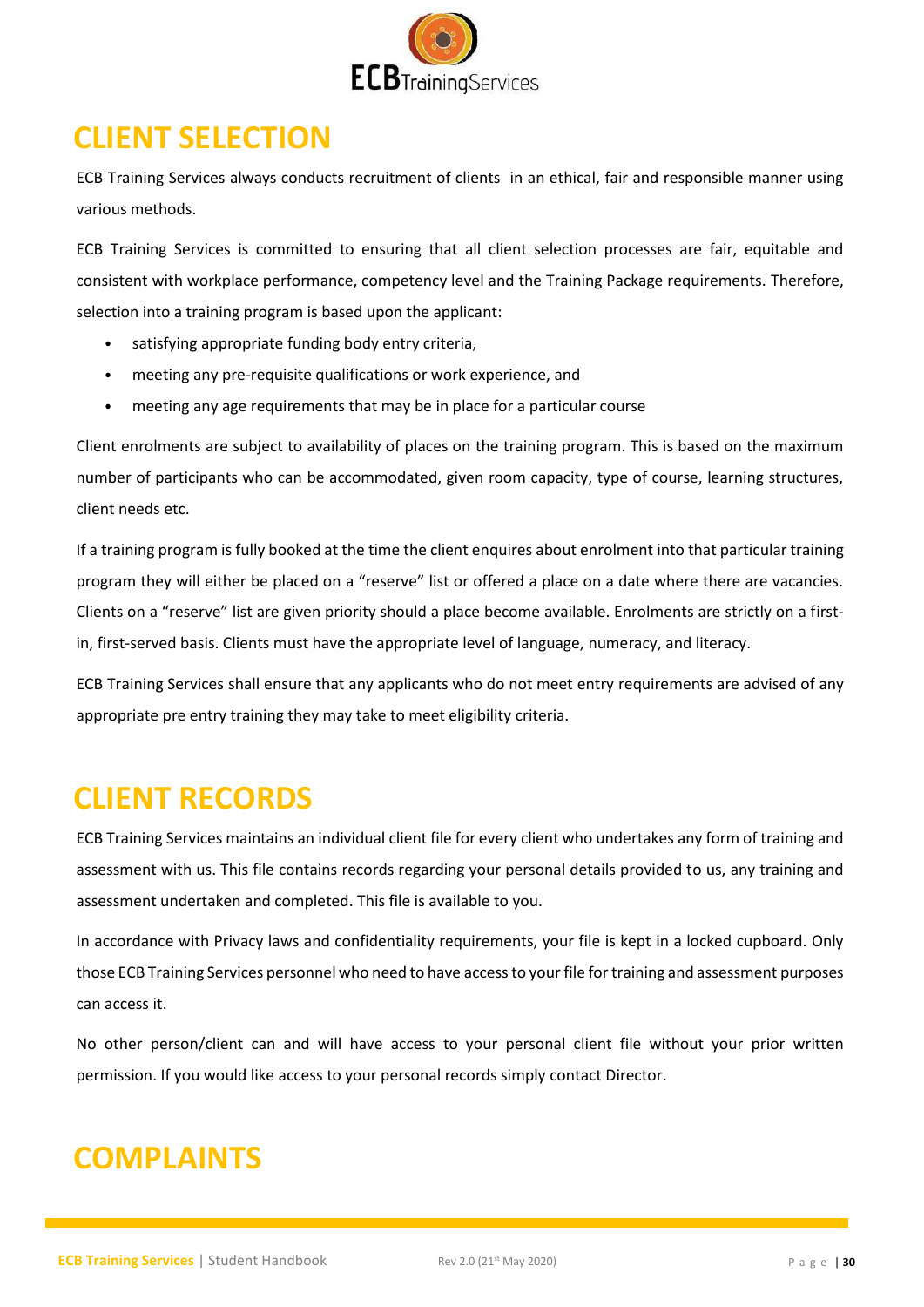# CLIENT SELECTION

ECB Training Services always conducts recruitment of clients in an ethical, fair and responsible manner using various methods.

ECB Training Services is committed to ensuring that all client selection processes are fair, equitable and consistent with workplace performance, competency level and the Training Package requirements. Therefore, selection into a training program is based upon the applicant:

- satisfying appropriate funding body entry criteria,
- meeting any pre-requisite qualifications or work experience, and
- meeting any age requirements that may be in place for a particular course

Client enrolments are subject to availability of places on the training program. This is based on the maximum number of participants who can be accommodated, given room capacity, type of course, learning structures, client needs etc.

If a training program is fully booked at the time the client enquires about enrolment into that particular training program they will either be placed on a "reserve" list or offered a place on a date where there are vacancies. Clients on a "reserve" list are given priority should a place become available. Enrolments are strictly on a first-in, first-served basis. Clients must have the appropriate level of language, numeracy, and literacy.

ECB Training Services shall ensure that any applicants who do not meet entry requirements are advised of any appropriate pre entry training they may take to meet eligibility criteria.

# CLIENT RECORDS

ECB Training Services maintains an individual client file for every client who undertakes any form of training and assessment with us. This file contains records regarding your personal details provided to us, any training and assessment undertaken and completed. This file is available to you.

In accordance with Privacy laws and confidentiality requirements, your file is kept in a locked cupboard. Only those ECB Training Services personnel who need to have access to your file for training and assessment purposes can access it.

No other person/client can and will have access to your personal client file without your prior written permission. If you would like access to your personal records simply contact Director.

# COMPLAINTS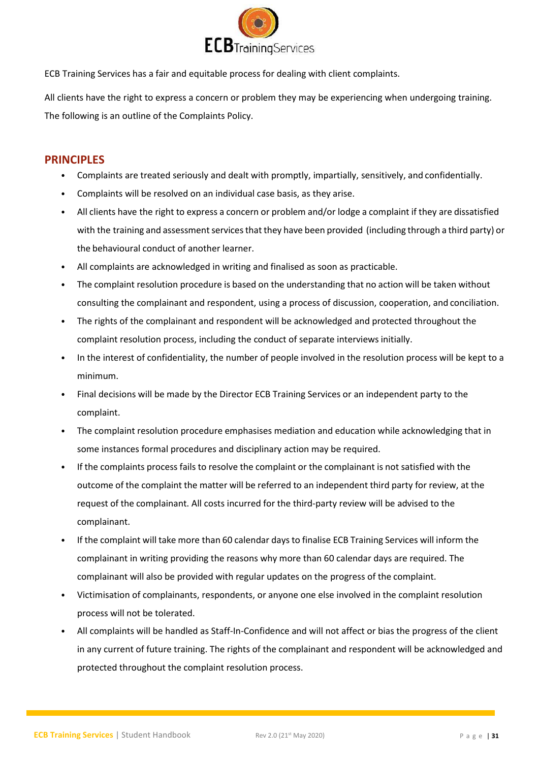ECB Training Services has a fair and equitable process for dealing with client complaints.

All clients have the right to express a concern or problem they may be experiencing when undergoing training. The following is an outline of the Complaints Policy.

## PRINCIPLES

- Complaints are treated seriously and dealt with promptly, impartially, sensitively, and confidentially.
- Complaints will be resolved on an individual case basis, as they arise.
- All clients have the right to express a concern or problem and/or lodge a complaint if they are dissatisfied with the training and assessment services that they have been provided (including through a third party) or the behavioural conduct of another learner.
- All complaints are acknowledged in writing and finalised as soon as practicable.
- The complaint resolution procedure is based on the understanding that no action will be taken without consulting the complainant and respondent, using a process of discussion, cooperation, and conciliation.
- The rights of the complainant and respondent will be acknowledged and protected throughout the complaint resolution process, including the conduct of separate interviews initially.
- In the interest of confidentiality, the number of people involved in the resolution process will be kept to a minimum.
- Final decisions will be made by the Director ECB Training Services or an independent party to the complaint.
- The complaint resolution procedure emphasises mediation and education while acknowledging that in some instances formal procedures and disciplinary action may be required.
- If the complaints process fails to resolve the complaint or the complainant is not satisfied with the outcome of the complaint the matter will be referred to an independent third party for review, at the request of the complainant. All costs incurred for the third-party review will be advised to the complainant.
- If the complaint will take more than 60 calendar days to finalise ECB Training Services will inform the complainant in writing providing the reasons why more than 60 calendar days are required. The complainant will also be provided with regular updates on the progress of the complaint.
- Victimisation of complainants, respondents, or anyone one else involved in the complaint resolution process will not be tolerated.
- All complaints will be handled as Staff-In-Confidence and will not affect or bias the progress of the client in any current of future training. The rights of the complainant and respondent will be acknowledged and protected throughout the complaint resolution process.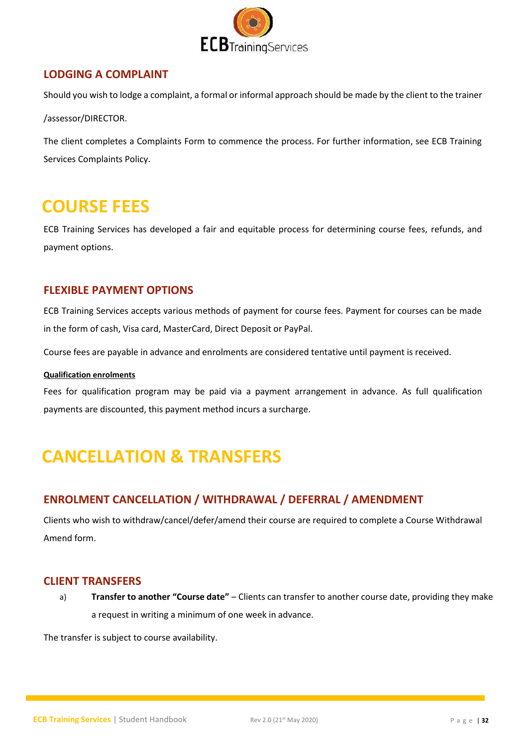### LODGING A COMPLAINT

Should you wish to lodge a complaint, a formal or informal approach should be made by the client to the trainer /assessor/DIRECTOR.

The client completes a Complaints Form to commence the process. For further information, see ECB Training Services Complaints Policy.

## COURSE FEES

ECB Training Services has developed a fair and equitable process for determining course fees, refunds, and payment options.

### FLEXIBLE PAYMENT OPTIONS

ECB Training Services accepts various methods of payment for course fees. Payment for courses can be made in the form of cash, Visa card, MasterCard, Direct Deposit or PayPal.

Course fees are payable in advance and enrolments are considered tentative until payment is received.

**Qualification enrolments**

Fees for qualification program may be paid via a payment arrangement in advance. As full qualification payments are discounted, this payment method incurs a surcharge.

## CANCELLATION & TRANSFERS

### ENROLMENT CANCELLATION / WITHDRAWAL / DEFERRAL / AMENDMENT

Clients who wish to withdraw/cancel/defer/amend their course are required to complete a Course Withdrawal Amend form.

### CLIENT TRANSFERS

a) **Transfer to another "Course date"** – Clients can transfer to another course date, providing they make a request in writing a minimum of one week in advance.

The transfer is subject to course availability.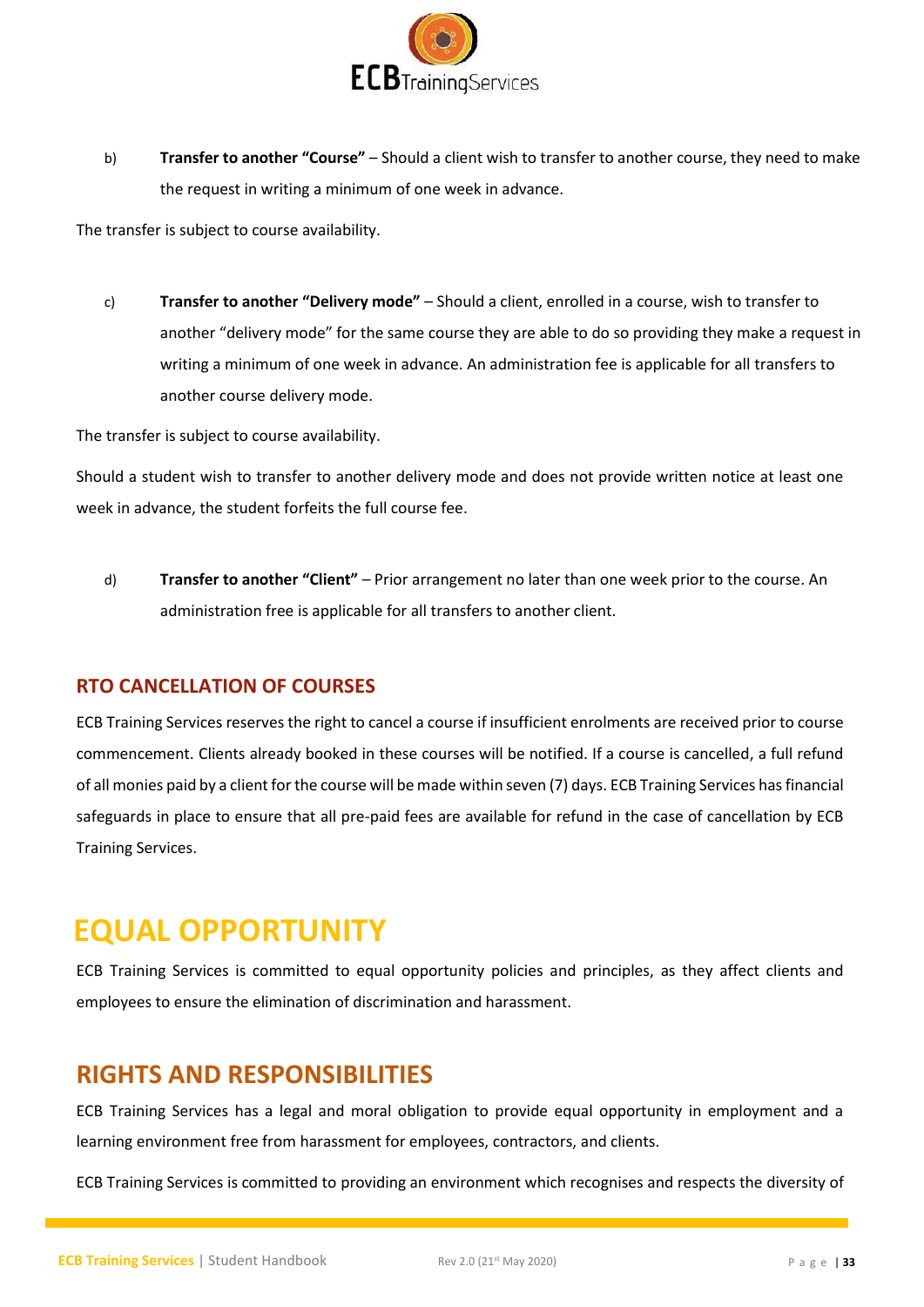b) **Transfer to another "Course"** – Should a client wish to transfer to another course, they need to make the request in writing a minimum of one week in advance.

The transfer is subject to course availability.

c) **Transfer to another "Delivery mode"** – Should a client, enrolled in a course, wish to transfer to another "delivery mode" for the same course they are able to do so providing they make a request in writing a minimum of one week in advance. An administration fee is applicable for all transfers to another course delivery mode.

The transfer is subject to course availability.

Should a student wish to transfer to another delivery mode and does not provide written notice at least one week in advance, the student forfeits the full course fee.

d) **Transfer to another "Client"** – Prior arrangement no later than one week prior to the course. An administration free is applicable for all transfers to another client.

### RTO CANCELLATION OF COURSES

ECB Training Services reserves the right to cancel a course if insufficient enrolments are received prior to course commencement. Clients already booked in these courses will be notified. If a course is cancelled, a full refund of all monies paid by a client for the course will be made within seven (7) days. ECB Training Services has financial safeguards in place to ensure that all pre-paid fees are available for refund in the case of cancellation by ECB Training Services.

# EQUAL OPPORTUNITY

ECB Training Services is committed to equal opportunity policies and principles, as they affect clients and employees to ensure the elimination of discrimination and harassment.

## RIGHTS AND RESPONSIBILITIES

ECB Training Services has a legal and moral obligation to provide equal opportunity in employment and a learning environment free from harassment for employees, contractors, and clients.

ECB Training Services is committed to providing an environment which recognises and respects the diversity of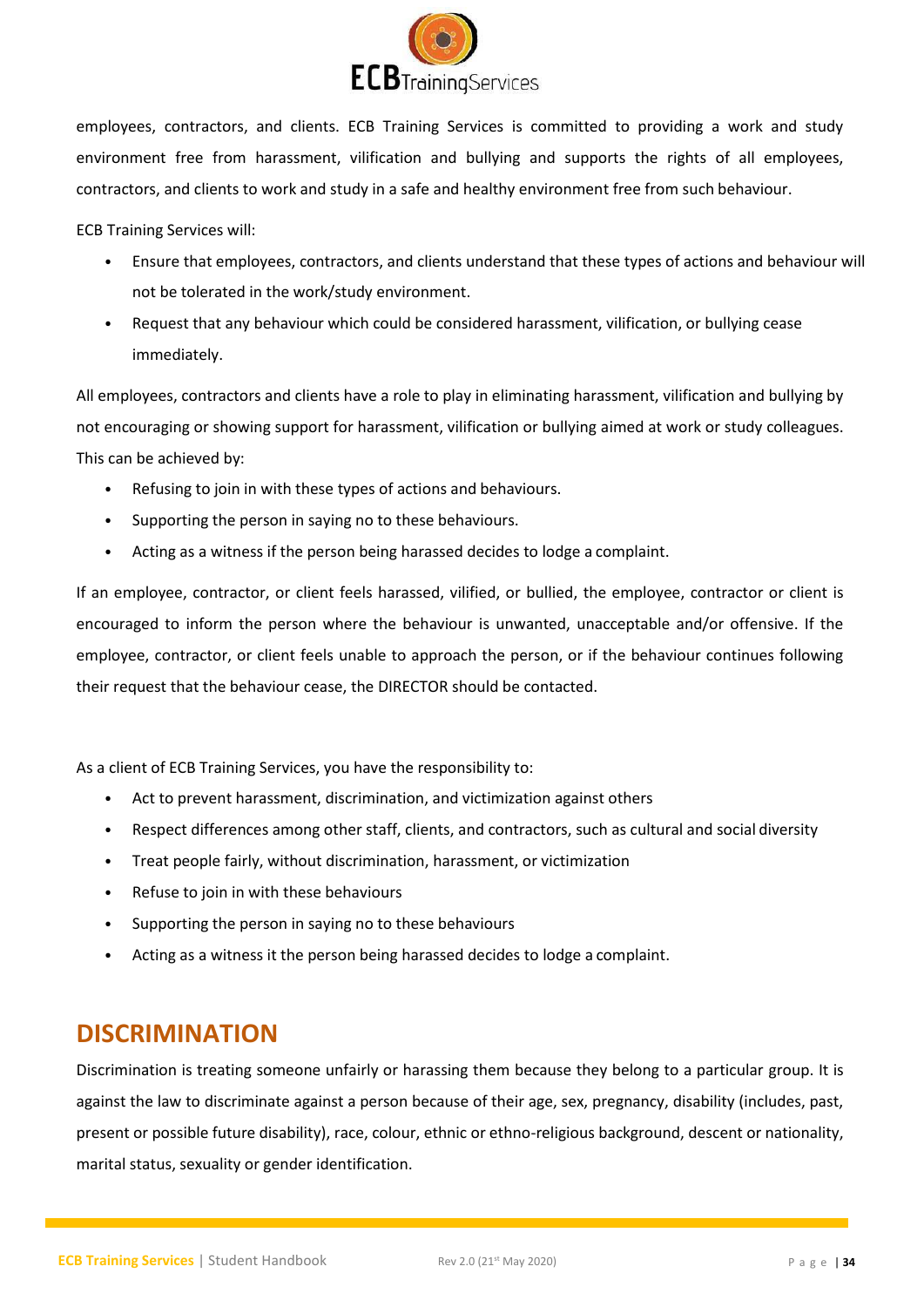employees, contractors, and clients. ECB Training Services is committed to providing a work and study environment free from harassment, vilification and bullying and supports the rights of all employees, contractors, and clients to work and study in a safe and healthy environment free from such behaviour.

ECB Training Services will:

- Ensure that employees, contractors, and clients understand that these types of actions and behaviour will not be tolerated in the work/study environment.
- Request that any behaviour which could be considered harassment, vilification, or bullying cease immediately.

All employees, contractors and clients have a role to play in eliminating harassment, vilification and bullying by not encouraging or showing support for harassment, vilification or bullying aimed at work or study colleagues. This can be achieved by:

- Refusing to join in with these types of actions and behaviours.
- Supporting the person in saying no to these behaviours.
- Acting as a witness if the person being harassed decides to lodge a complaint.

If an employee, contractor, or client feels harassed, vilified, or bullied, the employee, contractor or client is encouraged to inform the person where the behaviour is unwanted, unacceptable and/or offensive. If the employee, contractor, or client feels unable to approach the person, or if the behaviour continues following their request that the behaviour cease, the DIRECTOR should be contacted.

As a client of ECB Training Services, you have the responsibility to:

- Act to prevent harassment, discrimination, and victimization against others
- Respect differences among other staff, clients, and contractors, such as cultural and social diversity
- Treat people fairly, without discrimination, harassment, or victimization
- Refuse to join in with these behaviours
- Supporting the person in saying no to these behaviours
- Acting as a witness it the person being harassed decides to lodge a complaint.

## DISCRIMINATION

Discrimination is treating someone unfairly or harassing them because they belong to a particular group. It is against the law to discriminate against a person because of their age, sex, pregnancy, disability (includes, past, present or possible future disability), race, colour, ethnic or ethno-religious background, descent or nationality, marital status, sexuality or gender identification.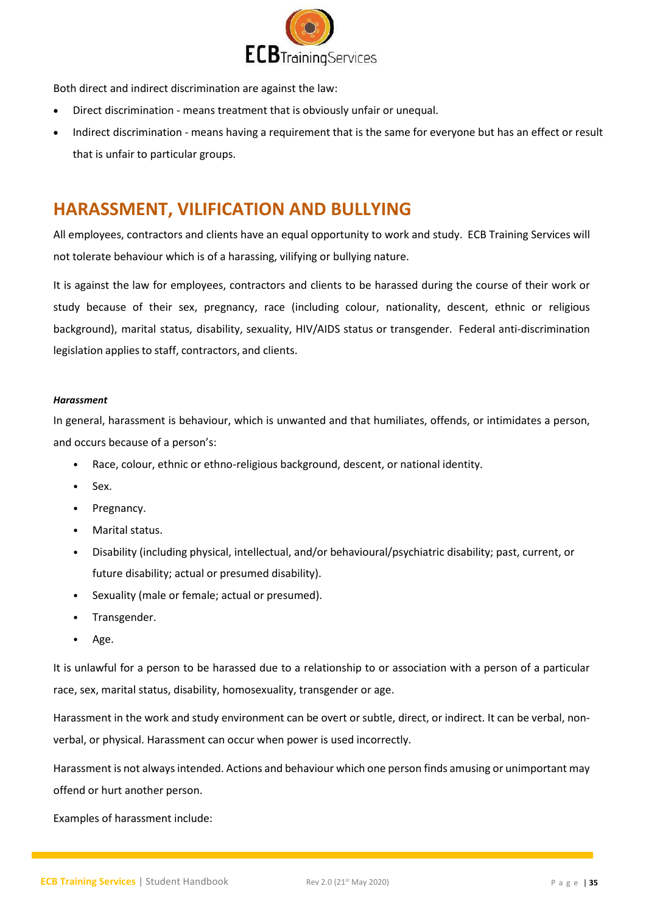Both direct and indirect discrimination are against the law:

- Direct discrimination - means treatment that is obviously unfair or unequal.
- Indirect discrimination - means having a requirement that is the same for everyone but has an effect or result that is unfair to particular groups.

## HARASSMENT, VILIFICATION AND BULLYING

All employees, contractors and clients have an equal opportunity to work and study. ECB Training Services will not tolerate behaviour which is of a harassing, vilifying or bullying nature.

It is against the law for employees, contractors and clients to be harassed during the course of their work or study because of their sex, pregnancy, race (including colour, nationality, descent, ethnic or religious background), marital status, disability, sexuality, HIV/AIDS status or transgender. Federal anti-discrimination legislation applies to staff, contractors, and clients.

***Harassment***

In general, harassment is behaviour, which is unwanted and that humiliates, offends, or intimidates a person, and occurs because of a person's:

- Race, colour, ethnic or ethno-religious background, descent, or national identity.
- Sex.
- Pregnancy.
- Marital status.
- Disability (including physical, intellectual, and/or behavioural/psychiatric disability; past, current, or future disability; actual or presumed disability).
- Sexuality (male or female; actual or presumed).
- Transgender.
- Age.

It is unlawful for a person to be harassed due to a relationship to or association with a person of a particular race, sex, marital status, disability, homosexuality, transgender or age.

Harassment in the work and study environment can be overt or subtle, direct, or indirect. It can be verbal, non-verbal, or physical. Harassment can occur when power is used incorrectly.

Harassment is not always intended. Actions and behaviour which one person finds amusing or unimportant may offend or hurt another person.

Examples of harassment include: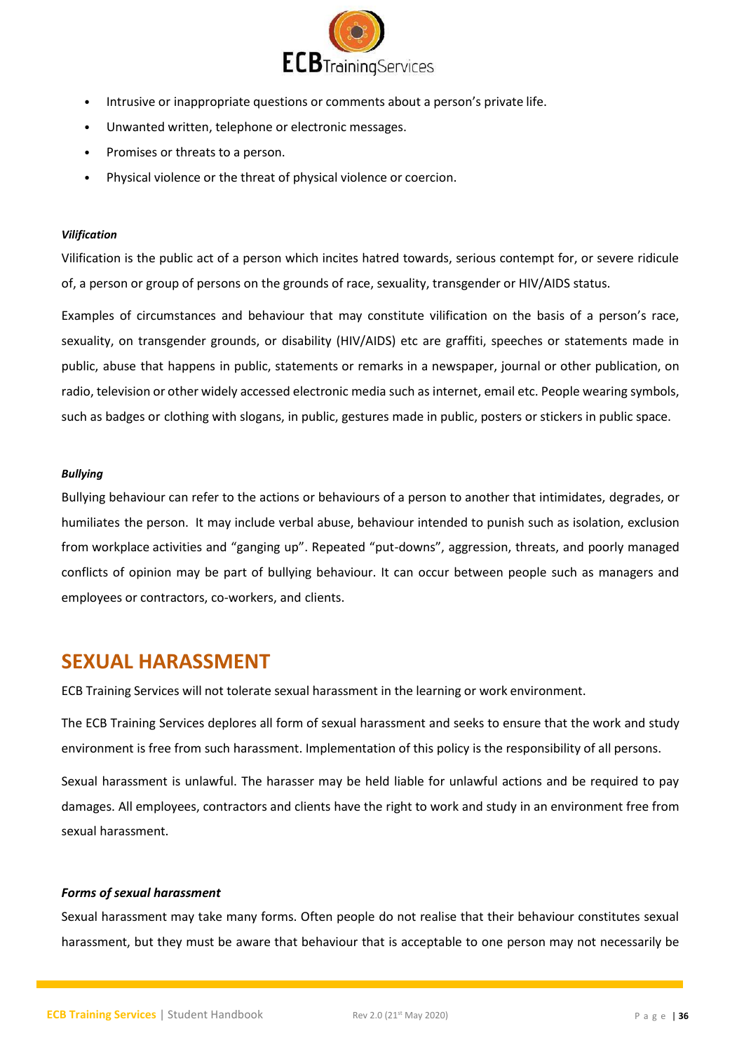- Intrusive or inappropriate questions or comments about a person's private life.
- Unwanted written, telephone or electronic messages.
- Promises or threats to a person.
- Physical violence or the threat of physical violence or coercion.

***Vilification***

Vilification is the public act of a person which incites hatred towards, serious contempt for, or severe ridicule of, a person or group of persons on the grounds of race, sexuality, transgender or HIV/AIDS status.

Examples of circumstances and behaviour that may constitute vilification on the basis of a person's race, sexuality, on transgender grounds, or disability (HIV/AIDS) etc are graffiti, speeches or statements made in public, abuse that happens in public, statements or remarks in a newspaper, journal or other publication, on radio, television or other widely accessed electronic media such as internet, email etc. People wearing symbols, such as badges or clothing with slogans, in public, gestures made in public, posters or stickers in public space.

***Bullying***

Bullying behaviour can refer to the actions or behaviours of a person to another that intimidates, degrades, or humiliates the person. It may include verbal abuse, behaviour intended to punish such as isolation, exclusion from workplace activities and "ganging up". Repeated "put-downs", aggression, threats, and poorly managed conflicts of opinion may be part of bullying behaviour. It can occur between people such as managers and employees or contractors, co-workers, and clients.

## SEXUAL HARASSMENT

ECB Training Services will not tolerate sexual harassment in the learning or work environment.

The ECB Training Services deplores all form of sexual harassment and seeks to ensure that the work and study environment is free from such harassment. Implementation of this policy is the responsibility of all persons.

Sexual harassment is unlawful. The harasser may be held liable for unlawful actions and be required to pay damages. All employees, contractors and clients have the right to work and study in an environment free from sexual harassment.

***Forms of sexual harassment***

Sexual harassment may take many forms. Often people do not realise that their behaviour constitutes sexual harassment, but they must be aware that behaviour that is acceptable to one person may not necessarily be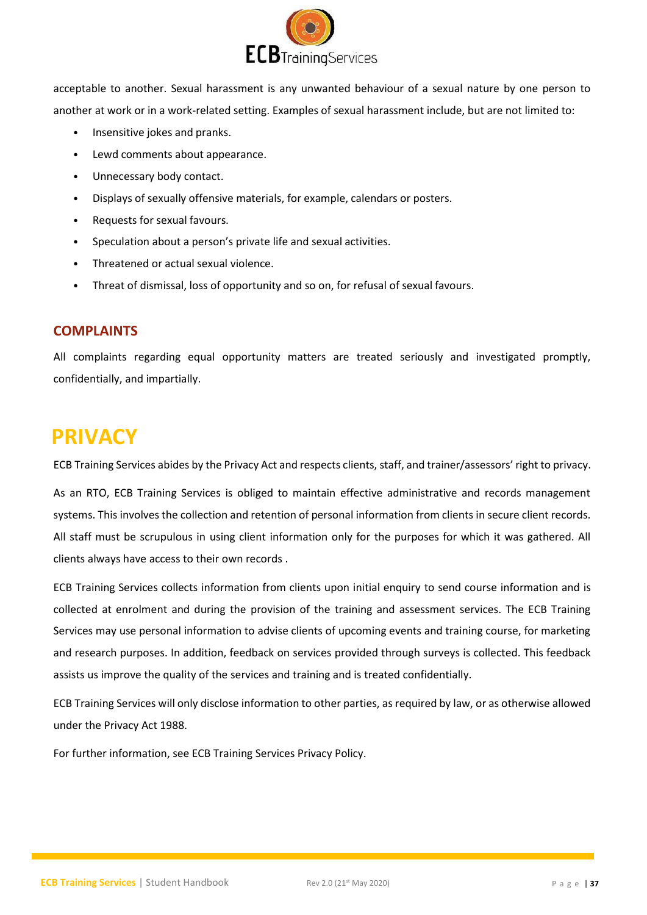acceptable to another. Sexual harassment is any unwanted behaviour of a sexual nature by one person to another at work or in a work-related setting. Examples of sexual harassment include, but are not limited to:

- Insensitive jokes and pranks.
- Lewd comments about appearance.
- Unnecessary body contact.
- Displays of sexually offensive materials, for example, calendars or posters.
- Requests for sexual favours.
- Speculation about a person's private life and sexual activities.
- Threatened or actual sexual violence.
- Threat of dismissal, loss of opportunity and so on, for refusal of sexual favours.

## COMPLAINTS

All complaints regarding equal opportunity matters are treated seriously and investigated promptly, confidentially, and impartially.

# PRIVACY

ECB Training Services abides by the Privacy Act and respects clients, staff, and trainer/assessors' right to privacy.

As an RTO, ECB Training Services is obliged to maintain effective administrative and records management systems. This involves the collection and retention of personal information from clients in secure client records. All staff must be scrupulous in using client information only for the purposes for which it was gathered. All clients always have access to their own records .

ECB Training Services collects information from clients upon initial enquiry to send course information and is collected at enrolment and during the provision of the training and assessment services. The ECB Training Services may use personal information to advise clients of upcoming events and training course, for marketing and research purposes. In addition, feedback on services provided through surveys is collected. This feedback assists us improve the quality of the services and training and is treated confidentially.

ECB Training Services will only disclose information to other parties, as required by law, or as otherwise allowed under the Privacy Act 1988.

For further information, see ECB Training Services Privacy Policy.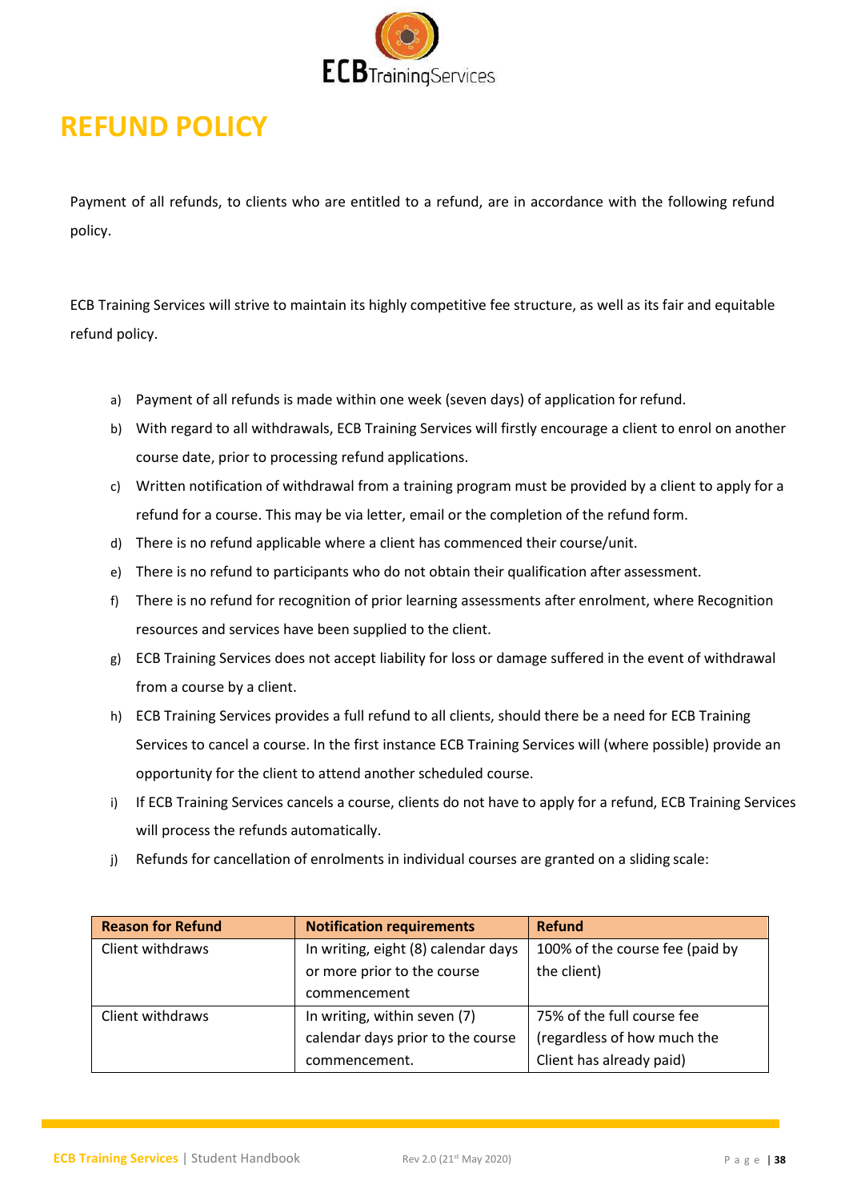# REFUND POLICY

Payment of all refunds, to clients who are entitled to a refund, are in accordance with the following refund policy.

ECB Training Services will strive to maintain its highly competitive fee structure, as well as its fair and equitable refund policy.

a) Payment of all refunds is made within one week (seven days) of application for refund.
b) With regard to all withdrawals, ECB Training Services will firstly encourage a client to enrol on another course date, prior to processing refund applications.
c) Written notification of withdrawal from a training program must be provided by a client to apply for a refund for a course. This may be via letter, email or the completion of the refund form.
d) There is no refund applicable where a client has commenced their course/unit.
e) There is no refund to participants who do not obtain their qualification after assessment.
f) There is no refund for recognition of prior learning assessments after enrolment, where Recognition resources and services have been supplied to the client.
g) ECB Training Services does not accept liability for loss or damage suffered in the event of withdrawal from a course by a client.
h) ECB Training Services provides a full refund to all clients, should there be a need for ECB Training Services to cancel a course. In the first instance ECB Training Services will (where possible) provide an opportunity for the client to attend another scheduled course.
i) If ECB Training Services cancels a course, clients do not have to apply for a refund, ECB Training Services will process the refunds automatically.
j) Refunds for cancellation of enrolments in individual courses are granted on a sliding scale:

| Reason for Refund | Notification requirements | Refund |
|---|---|---|
| Client withdraws | In writing, eight (8) calendar days or more prior to the course commencement | 100% of the course fee (paid by the client) |
| Client withdraws | In writing, within seven (7) calendar days prior to the course commencement. | 75% of the full course fee (regardless of how much the Client has already paid) |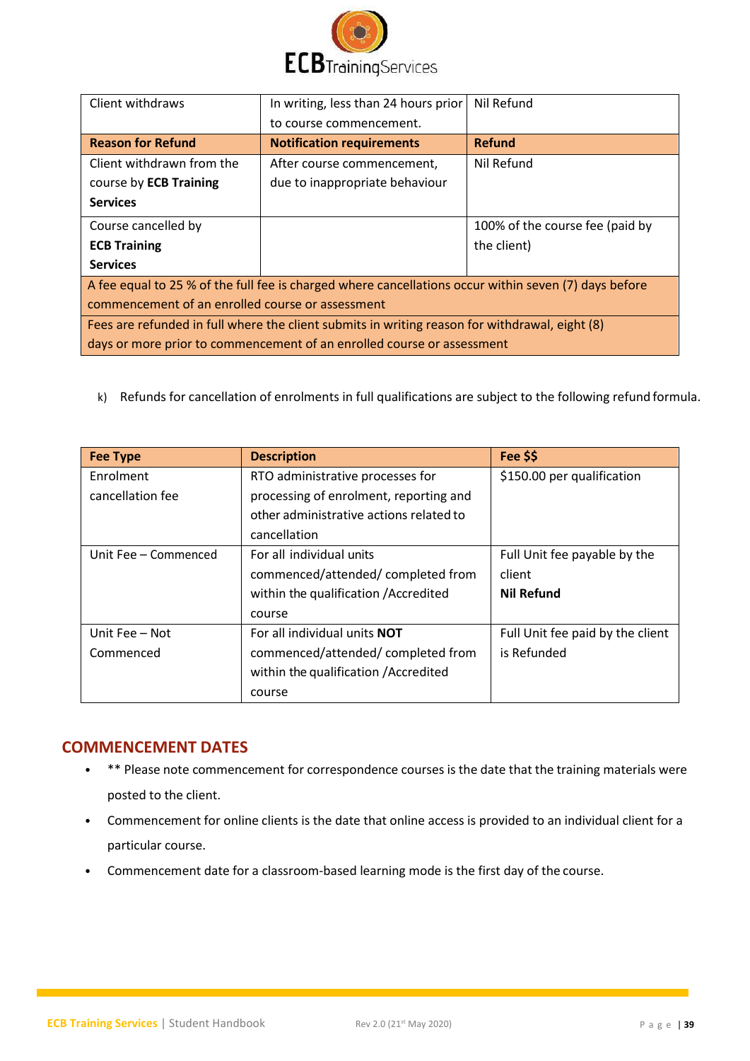| Client withdraws | In writing, less than 24 hours prior to course commencement. | Nil Refund |
|---|---|---|
| **Reason for Refund** | **Notification requirements** | **Refund** |
| Client withdrawn from the course by **ECB Training Services** | After course commencement, due to inappropriate behaviour | Nil Refund |
| Course cancelled by **ECB Training Services** | | 100% of the course fee (paid by the client) |
| A fee equal to 25 % of the full fee is charged where cancellations occur within seven (7) days before commencement of an enrolled course or assessment | | |
| Fees are refunded in full where the client submits in writing reason for withdrawal, eight (8) days or more prior to commencement of an enrolled course or assessment | | |

k) Refunds for cancellation of enrolments in full qualifications are subject to the following refund formula.

| Fee Type | Description | Fee $$ |
|---|---|---|
| Enrolment cancellation fee | RTO administrative processes for processing of enrolment, reporting and other administrative actions related to cancellation | $150.00 per qualification |
| Unit Fee – Commenced | For all individual units commenced/attended/ completed from within the qualification /Accredited course | Full Unit fee payable by the client **Nil Refund** |
| Unit Fee – Not Commenced | For all individual units **NOT** commenced/attended/ completed from within the qualification /Accredited course | Full Unit fee paid by the client is Refunded |

## COMMENCEMENT DATES

- ** Please note commencement for correspondence courses is the date that the training materials were posted to the client.
- Commencement for online clients is the date that online access is provided to an individual client for a particular course.
- Commencement date for a classroom-based learning mode is the first day of the course.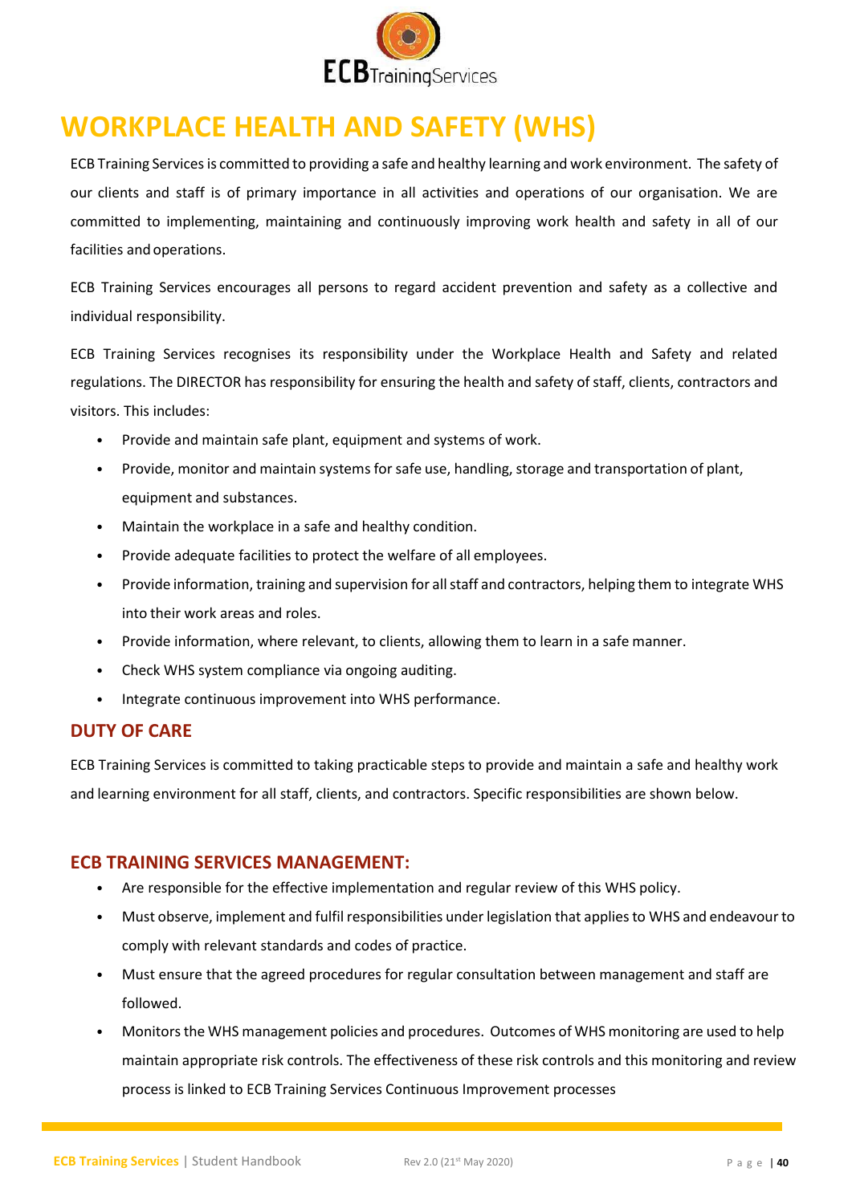# WORKPLACE HEALTH AND SAFETY (WHS)

ECB Training Services is committed to providing a safe and healthy learning and work environment. The safety of our clients and staff is of primary importance in all activities and operations of our organisation. We are committed to implementing, maintaining and continuously improving work health and safety in all of our facilities and operations.

ECB Training Services encourages all persons to regard accident prevention and safety as a collective and individual responsibility.

ECB Training Services recognises its responsibility under the Workplace Health and Safety and related regulations. The DIRECTOR has responsibility for ensuring the health and safety of staff, clients, contractors and visitors. This includes:

- Provide and maintain safe plant, equipment and systems of work.
- Provide, monitor and maintain systems for safe use, handling, storage and transportation of plant, equipment and substances.
- Maintain the workplace in a safe and healthy condition.
- Provide adequate facilities to protect the welfare of all employees.
- Provide information, training and supervision for all staff and contractors, helping them to integrate WHS into their work areas and roles.
- Provide information, where relevant, to clients, allowing them to learn in a safe manner.
- Check WHS system compliance via ongoing auditing.
- Integrate continuous improvement into WHS performance.

## DUTY OF CARE

ECB Training Services is committed to taking practicable steps to provide and maintain a safe and healthy work and learning environment for all staff, clients, and contractors. Specific responsibilities are shown below.

## ECB TRAINING SERVICES MANAGEMENT:

- Are responsible for the effective implementation and regular review of this WHS policy.
- Must observe, implement and fulfil responsibilities under legislation that applies to WHS and endeavour to comply with relevant standards and codes of practice.
- Must ensure that the agreed procedures for regular consultation between management and staff are followed.
- Monitors the WHS management policies and procedures. Outcomes of WHS monitoring are used to help maintain appropriate risk controls. The effectiveness of these risk controls and this monitoring and review process is linked to ECB Training Services Continuous Improvement processes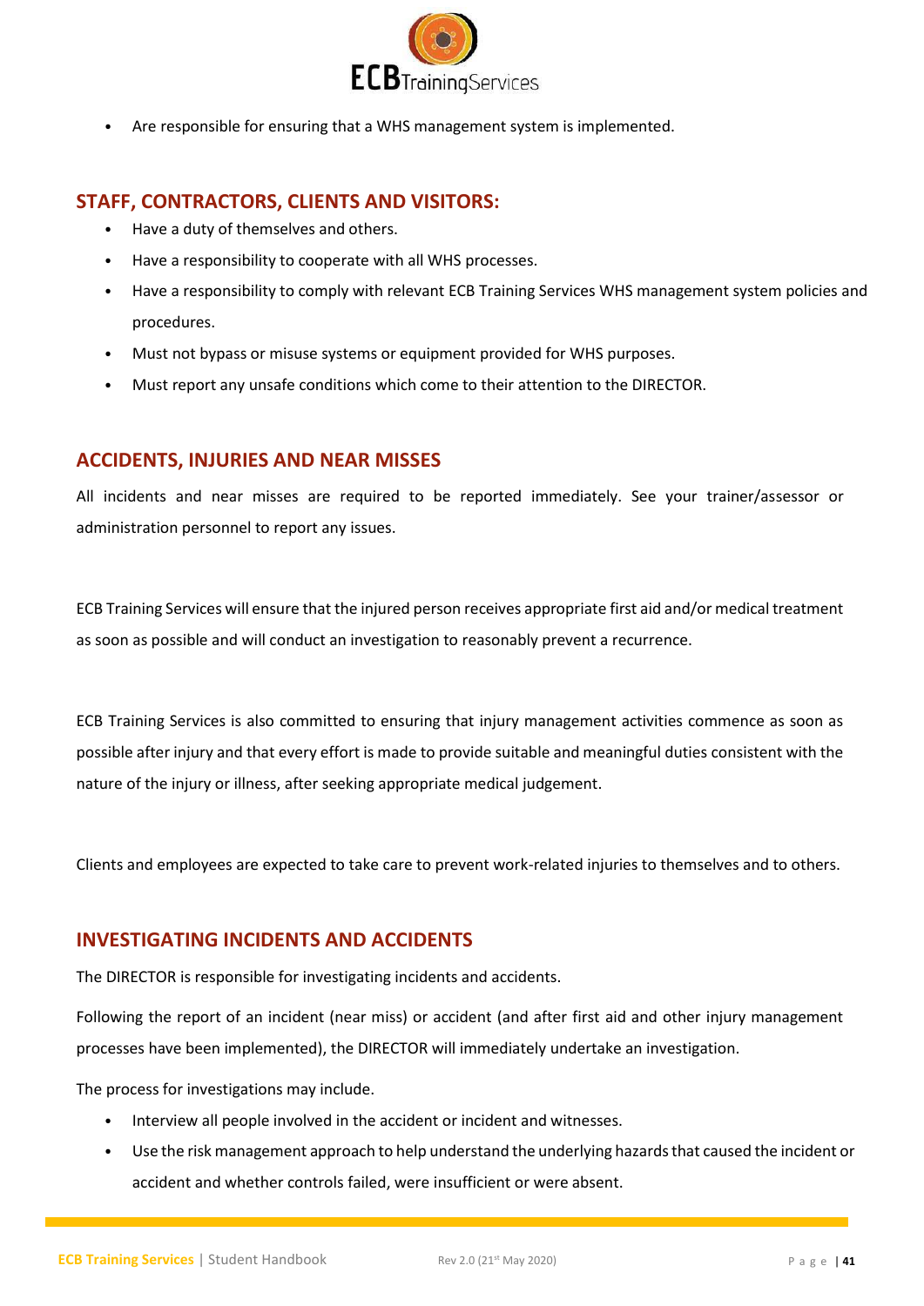- Are responsible for ensuring that a WHS management system is implemented.

## STAFF, CONTRACTORS, CLIENTS AND VISITORS:

- Have a duty of themselves and others.
- Have a responsibility to cooperate with all WHS processes.
- Have a responsibility to comply with relevant ECB Training Services WHS management system policies and procedures.
- Must not bypass or misuse systems or equipment provided for WHS purposes.
- Must report any unsafe conditions which come to their attention to the DIRECTOR.

## ACCIDENTS, INJURIES AND NEAR MISSES

All incidents and near misses are required to be reported immediately. See your trainer/assessor or administration personnel to report any issues.

ECB Training Services will ensure that the injured person receives appropriate first aid and/or medical treatment as soon as possible and will conduct an investigation to reasonably prevent a recurrence.

ECB Training Services is also committed to ensuring that injury management activities commence as soon as possible after injury and that every effort is made to provide suitable and meaningful duties consistent with the nature of the injury or illness, after seeking appropriate medical judgement.

Clients and employees are expected to take care to prevent work-related injuries to themselves and to others.

## INVESTIGATING INCIDENTS AND ACCIDENTS

The DIRECTOR is responsible for investigating incidents and accidents.

Following the report of an incident (near miss) or accident (and after first aid and other injury management processes have been implemented), the DIRECTOR will immediately undertake an investigation.

The process for investigations may include.

- Interview all people involved in the accident or incident and witnesses.
- Use the risk management approach to help understand the underlying hazards that caused the incident or accident and whether controls failed, were insufficient or were absent.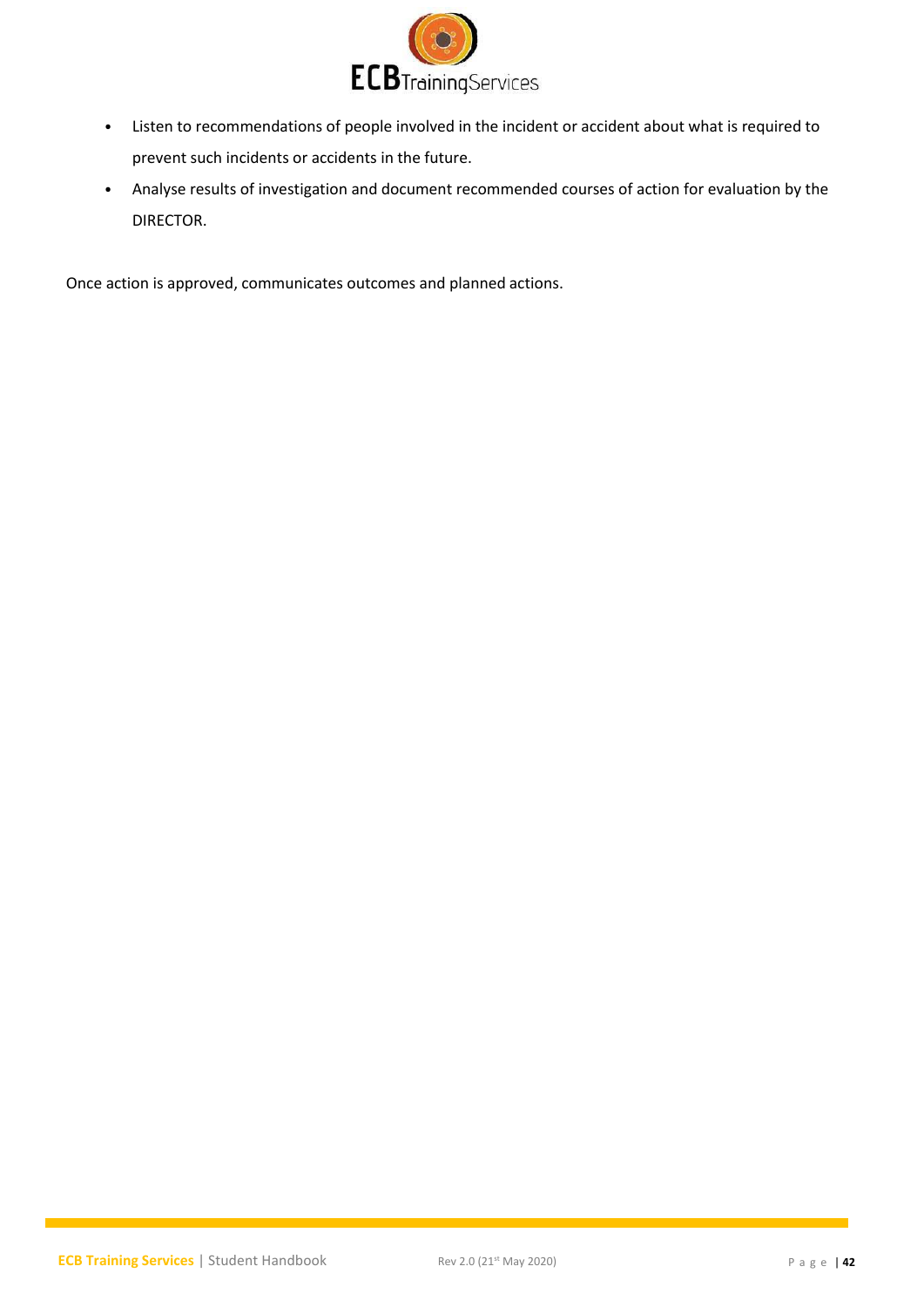- Listen to recommendations of people involved in the incident or accident about what is required to prevent such incidents or accidents in the future.
- Analyse results of investigation and document recommended courses of action for evaluation by the DIRECTOR.

Once action is approved, communicates outcomes and planned actions.